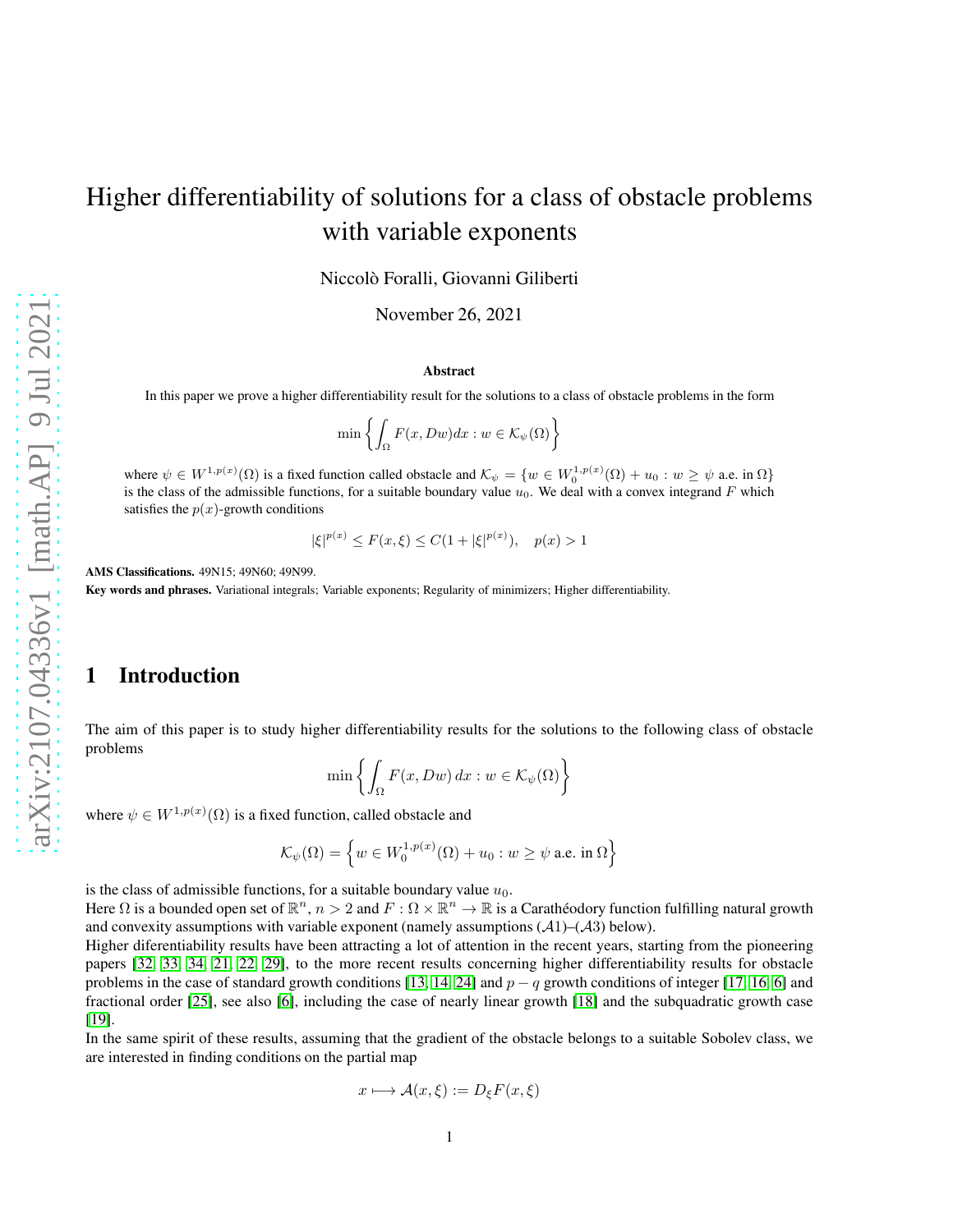# Higher differentiability of solutions for a class of obstacle problems with variable exponents

Niccolò Foralli, Giovanni Giliberti

November 26, 2021

**Abstract**

In this paper we prove a higher differentiability result for the solutions to a class of obstacle problems in the form

$$\min\left\{\int_\Omega F(x, Dw)dx : w \in \mathcal{K}_\psi(\Omega)\right\}$$

where $\psi \in W^{1,p(x)}(\Omega)$ is a fixed function called obstacle and $\mathcal{K}_\psi = \{w \in W_0^{1,p(x)}(\Omega) + u_0 : w \geq \psi \text{ a.e. in } \Omega\}$ is the class of the admissible functions, for a suitable boundary value $u_0$. We deal with a convex integrand $F$ which satisfies the $p(x)$-growth conditions

$$|\xi|^{p(x)} \leq F(x, \xi) \leq C(1 + |\xi|^{p(x)}), \quad p(x) > 1$$

**AMS Classifications.** 49N15; 49N60; 49N99.

**Key words and phrases.** Variational integrals; Variable exponents; Regularity of minimizers; Higher differentiability.

## 1 Introduction

The aim of this paper is to study higher differentiability results for the solutions to the following class of obstacle problems

$$\min\left\{\int_\Omega F(x, Dw)\, dx : w \in \mathcal{K}_\psi(\Omega)\right\}$$

where $\psi \in W^{1,p(x)}(\Omega)$ is a fixed function, called obstacle and

$$\mathcal{K}_\psi(\Omega) = \left\{w \in W_0^{1,p(x)}(\Omega) + u_0 : w \geq \psi \text{ a.e. in } \Omega\right\}$$

is the class of admissible functions, for a suitable boundary value $u_0$.
Here $\Omega$ is a bounded open set of $\mathbb{R}^n$, $n > 2$ and $F : \Omega \times \mathbb{R}^n \to \mathbb{R}$ is a Carathéodory function fulfilling natural growth and convexity assumptions with variable exponent (namely assumptions ($\mathcal{A}1$)–($\mathcal{A}3$) below).
Higher diferentiability results have been attracting a lot of attention in the recent years, starting from the pioneering papers [32, 33, 34, 21, 22, 29], to the more recent results concerning higher differentiability results for obstacle problems in the case of standard growth conditions [13, 14, 24] and $p - q$ growth conditions of integer [17, 16, 6] and fractional order [25], see also [6], including the case of nearly linear growth [18] and the subquadratic growth case [19].
In the same spirit of these results, assuming that the gradient of the obstacle belongs to a suitable Sobolev class, we are interested in finding conditions on the partial map

$$x \longmapsto \mathcal{A}(x, \xi) := D_\xi F(x, \xi)$$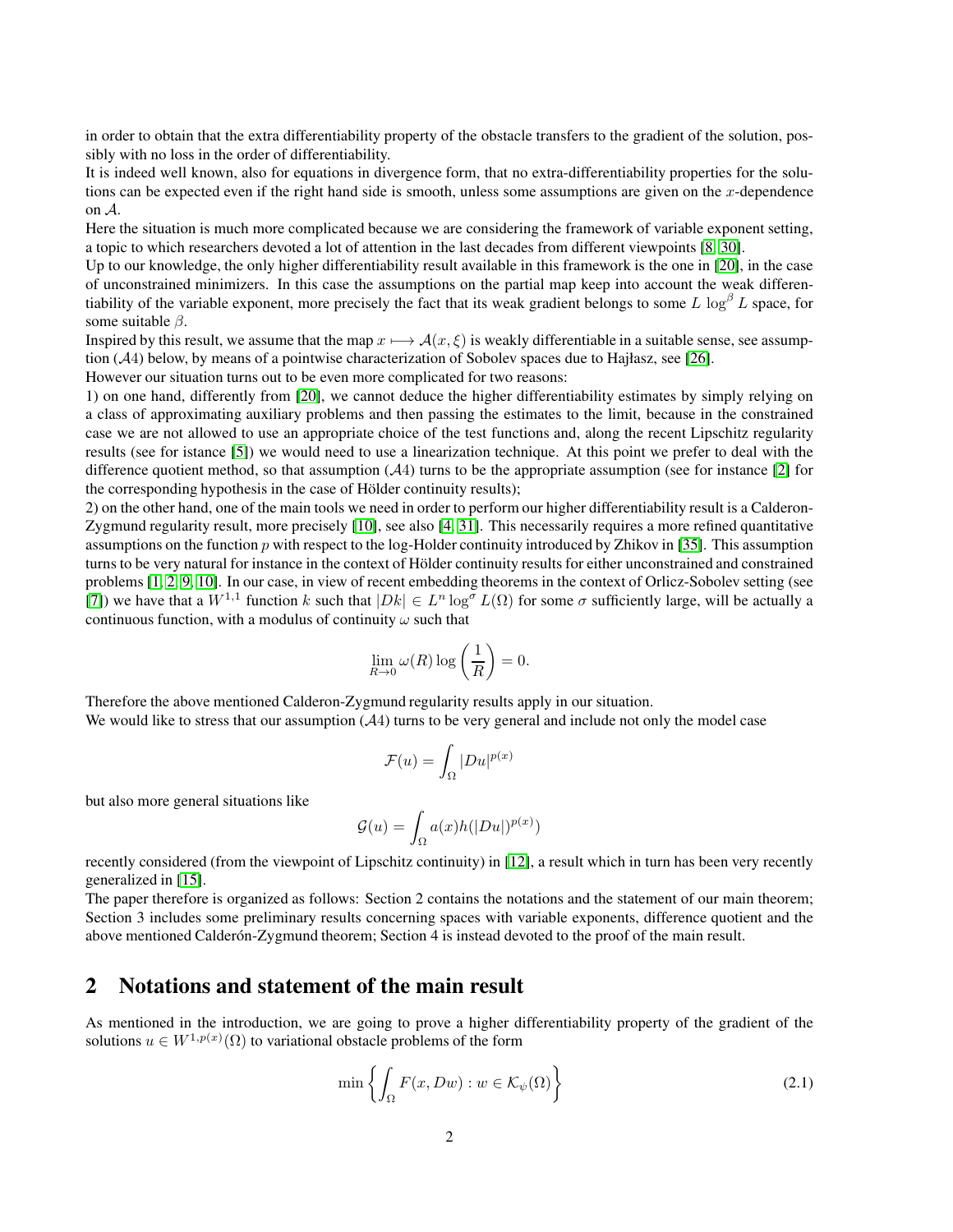in order to obtain that the extra differentiability property of the obstacle transfers to the gradient of the solution, possibly with no loss in the order of differentiability.
It is indeed well known, also for equations in divergence form, that no extra-differentiability properties for the solutions can be expected even if the right hand side is smooth, unless some assumptions are given on the $x$-dependence on $\mathcal{A}$.
Here the situation is much more complicated because we are considering the framework of variable exponent setting, a topic to which researchers devoted a lot of attention in the last decades from different viewpoints [8, 30].
Up to our knowledge, the only higher differentiability result available in this framework is the one in [20], in the case of unconstrained minimizers. In this case the assumptions on the partial map keep into account the weak differentiability of the variable exponent, more precisely the fact that its weak gradient belongs to some $L\,\log^{\beta} L$ space, for some suitable $\beta$.
Inspired by this result, we assume that the map $x \longmapsto \mathcal{A}(x,\xi)$ is weakly differentiable in a suitable sense, see assumption ($\mathcal{A}4$) below, by means of a pointwise characterization of Sobolev spaces due to Hajłasz, see [26].
However our situation turns out to be even more complicated for two reasons:
1) on one hand, differently from [20], we cannot deduce the higher differentiability estimates by simply relying on a class of approximating auxiliary problems and then passing the estimates to the limit, because in the constrained case we are not allowed to use an appropriate choice of the test functions and, along the recent Lipschitz regularity results (see for istance [5]) we would need to use a linearization technique. At this point we prefer to deal with the difference quotient method, so that assumption ($\mathcal{A}4$) turns to be the appropriate assumption (see for instance [2] for the corresponding hypothesis in the case of Hölder continuity results);
2) on the other hand, one of the main tools we need in order to perform our higher differentiability result is a Calderon-Zygmund regularity result, more precisely [10], see also [4, 31]. This necessarily requires a more refined quantitative assumptions on the function $p$ with respect to the log-Holder continuity introduced by Zhikov in [35]. This assumption turns to be very natural for instance in the context of Hölder continuity results for either unconstrained and constrained problems [1, 2, 9, 10]. In our case, in view of recent embedding theorems in the context of Orlicz-Sobolev setting (see [7]) we have that a $W^{1,1}$ function $k$ such that $|Dk| \in L^n \log^{\sigma} L(\Omega)$ for some $\sigma$ sufficiently large, will be actually a continuous function, with a modulus of continuity $\omega$ such that

$$\lim_{R\to 0} \omega(R) \log\left(\frac{1}{R}\right) = 0.$$

Therefore the above mentioned Calderon-Zygmund regularity results apply in our situation.
We would like to stress that our assumption ($\mathcal{A}4$) turns to be very general and include not only the model case

$$\mathcal{F}(u) = \int_{\Omega} |Du|^{p(x)}$$

but also more general situations like

$$\mathcal{G}(u) = \int_{\Omega} a(x) h(|Du|)^{p(x)})$$

recently considered (from the viewpoint of Lipschitz continuity) in [12], a result which in turn has been very recently generalized in [15].
The paper therefore is organized as follows: Section 2 contains the notations and the statement of our main theorem; Section 3 includes some preliminary results concerning spaces with variable exponents, difference quotient and the above mentioned Calderón-Zygmund theorem; Section 4 is instead devoted to the proof of the main result.

## 2 Notations and statement of the main result

As mentioned in the introduction, we are going to prove a higher differentiability property of the gradient of the solutions $u \in W^{1,p(x)}(\Omega)$ to variational obstacle problems of the form

$$\min\left\{ \int_{\Omega} F(x, Dw) : w \in \mathcal{K}_{\psi}(\Omega) \right\} \tag{2.1}$$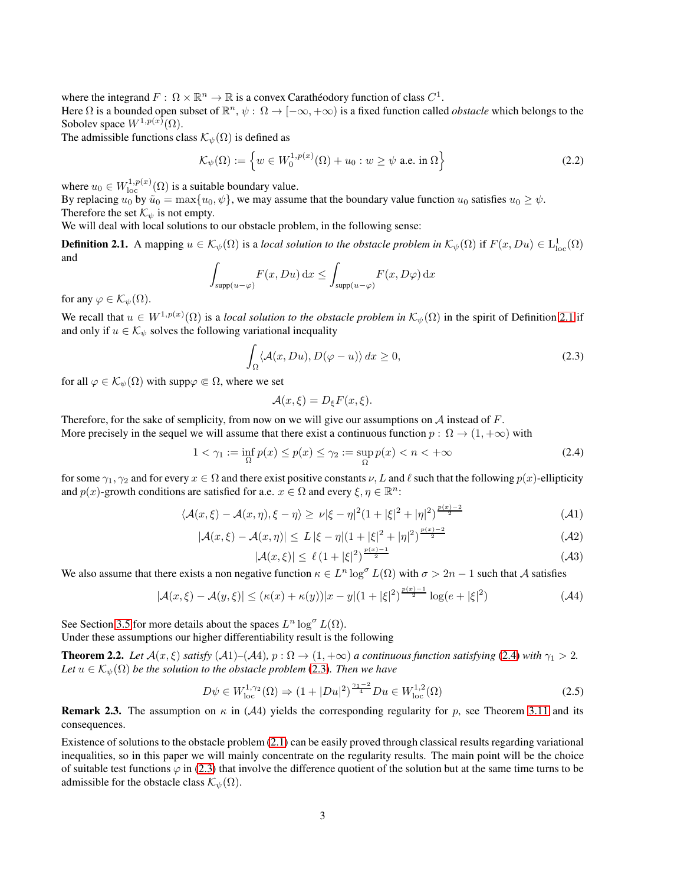where the integrand $F : \Omega \times \mathbb{R}^n \to \mathbb{R}$ is a convex Carathéodory function of class $C^1$.
Here $\Omega$ is a bounded open subset of $\mathbb{R}^n$, $\psi : \Omega \to [-\infty, +\infty)$ is a fixed function called *obstacle* which belongs to the Sobolev space $W^{1,p(x)}(\Omega)$.
The admissible functions class $\mathcal{K}_\psi(\Omega)$ is defined as

$$\mathcal{K}_\psi(\Omega) := \left\{ w \in W_0^{1,p(x)}(\Omega) + u_0 : w \geq \psi \text{ a.e. in } \Omega \right\} \tag{2.2}$$

where $u_0 \in W_{\mathrm{loc}}^{1,p(x)}(\Omega)$ is a suitable boundary value.
By replacing $u_0$ by $\tilde{u}_0 = \max\{u_0, \psi\}$, we may assume that the boundary value function $u_0$ satisfies $u_0 \geq \psi$.
Therefore the set $\mathcal{K}_\psi$ is not empty.
We will deal with local solutions to our obstacle problem, in the following sense:

**Definition 2.1.** A mapping $u \in \mathcal{K}_\psi(\Omega)$ is a *local solution to the obstacle problem in* $\mathcal{K}_\psi(\Omega)$ if $F(x, Du) \in \mathrm{L}^1_{\mathrm{loc}}(\Omega)$ and

$$\int_{\mathrm{supp}(u-\varphi)} F(x, Du)\, \mathrm{d}x \leq \int_{\mathrm{supp}(u-\varphi)} F(x, D\varphi)\, \mathrm{d}x$$

for any $\varphi \in \mathcal{K}_\psi(\Omega)$.

We recall that $u \in W^{1,p(x)}(\Omega)$ is a *local solution to the obstacle problem in* $\mathcal{K}_\psi(\Omega)$ in the spirit of Definition 2.1 if and only if $u \in \mathcal{K}_\psi$ solves the following variational inequality

$$\int_\Omega \langle \mathcal{A}(x, Du), D(\varphi - u) \rangle\, dx \geq 0, \tag{2.3}$$

for all $\varphi \in \mathcal{K}_\psi(\Omega)$ with $\mathrm{supp}\varphi \Subset \Omega$, where we set

$$\mathcal{A}(x, \xi) = D_\xi F(x, \xi).$$

Therefore, for the sake of semplicity, from now on we will give our assumptions on $\mathcal{A}$ instead of $F$.
More precisely in the sequel we will assume that there exist a continuous function $p : \Omega \to (1, +\infty)$ with

$$1 < \gamma_1 := \inf_\Omega p(x) \leq p(x) \leq \gamma_2 := \sup_\Omega p(x) < n < +\infty \tag{2.4}$$

for some $\gamma_1, \gamma_2$ and for every $x \in \Omega$ and there exist positive constants $\nu$, $L$ and $\ell$ such that the following $p(x)$-ellipticity and $p(x)$-growth conditions are satisfied for a.e. $x \in \Omega$ and every $\xi, \eta \in \mathbb{R}^n$:

$$\langle \mathcal{A}(x, \xi) - \mathcal{A}(x, \eta), \xi - \eta \rangle \geq \nu |\xi - \eta|^2 (1 + |\xi|^2 + |\eta|^2)^{\frac{p(x)-2}{2}} \tag{$\mathcal{A}1$}$$

$$|\mathcal{A}(x, \xi) - \mathcal{A}(x, \eta)| \leq L\, |\xi - \eta| (1 + |\xi|^2 + |\eta|^2)^{\frac{p(x)-2}{2}} \tag{$\mathcal{A}2$}$$

$$|\mathcal{A}(x, \xi)| \leq \ell\, (1 + |\xi|^2)^{\frac{p(x)-1}{2}} \tag{$\mathcal{A}3$}$$

We also assume that there exists a non negative function $\kappa \in L^n \log^\sigma L(\Omega)$ with $\sigma > 2n - 1$ such that $\mathcal{A}$ satisfies

$$|\mathcal{A}(x, \xi) - \mathcal{A}(y, \xi)| \leq (\kappa(x) + \kappa(y))|x - y|(1 + |\xi|^2)^{\frac{p(x)-1}{2}} \log(e + |\xi|^2) \tag{$\mathcal{A}4$}$$

See Section 3.5 for more details about the spaces $L^n \log^\sigma L(\Omega)$.
Under these assumptions our higher differentiability result is the following

**Theorem 2.2.** *Let $\mathcal{A}(x, \xi)$ satisfy ($\mathcal{A}1$)–($\mathcal{A}4$), $p : \Omega \to (1, +\infty)$ a continuous function satisfying (2.4) with $\gamma_1 > 2$. Let $u \in \mathcal{K}_\psi(\Omega)$ be the solution to the obstacle problem (2.3). Then we have*

$$D\psi \in W_{\mathrm{loc}}^{1,\gamma_2}(\Omega) \Rightarrow (1 + |Du|^2)^{\frac{\gamma_1 - 2}{4}} Du \in W_{\mathrm{loc}}^{1,2}(\Omega) \tag{2.5}$$

**Remark 2.3.** The assumption on $\kappa$ in ($\mathcal{A}4$) yields the corresponding regularity for $p$, see Theorem 3.11 and its consequences.

Existence of solutions to the obstacle problem (2.1) can be easily proved through classical results regarding variational inequalities, so in this paper we will mainly concentrate on the regularity results. The main point will be the choice of suitable test functions $\varphi$ in (2.3) that involve the difference quotient of the solution but at the same time turns to be admissible for the obstacle class $\mathcal{K}_\psi(\Omega)$.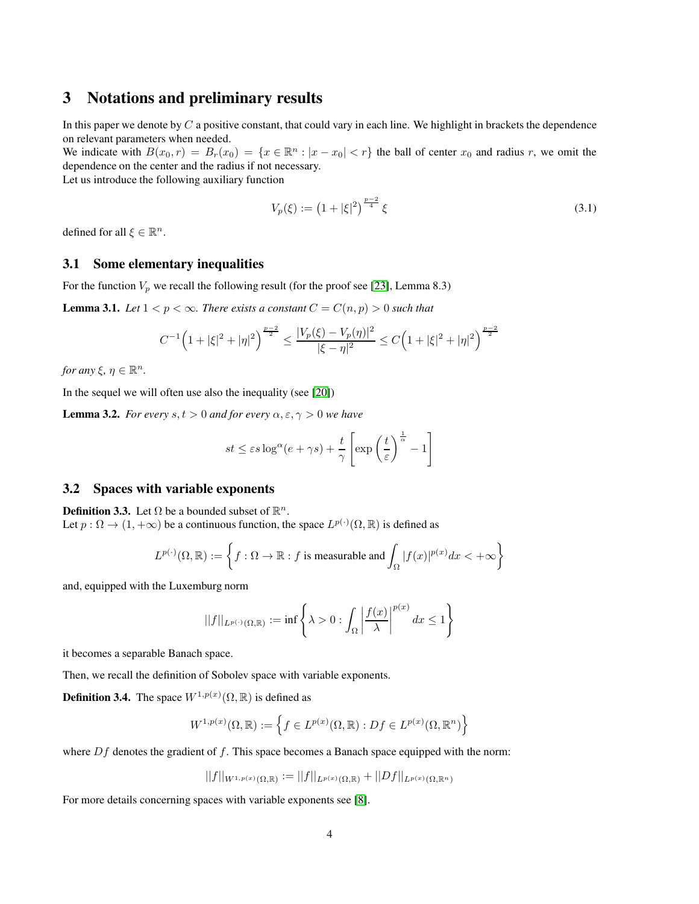# 3 Notations and preliminary results

In this paper we denote by $C$ a positive constant, that could vary in each line. We highlight in brackets the dependence on relevant parameters when needed.
We indicate with $B(x_0, r) = B_r(x_0) = \{x \in \mathbb{R}^n : |x - x_0| < r\}$ the ball of center $x_0$ and radius $r$, we omit the dependence on the center and the radius if not necessary.
Let us introduce the following auxiliary function

$$V_p(\xi) := \left(1 + |\xi|^2\right)^{\frac{p-2}{4}} \xi \tag{3.1}$$

defined for all $\xi \in \mathbb{R}^n$.

## 3.1 Some elementary inequalities

For the function $V_p$ we recall the following result (for the proof see [23], Lemma 8.3)

**Lemma 3.1.** *Let $1 < p < \infty$. There exists a constant $C = C(n, p) > 0$ such that*

$$C^{-1}\Big(1 + |\xi|^2 + |\eta|^2\Big)^{\frac{p-2}{2}} \leq \frac{|V_p(\xi) - V_p(\eta)|^2}{|\xi - \eta|^2} \leq C\Big(1 + |\xi|^2 + |\eta|^2\Big)^{\frac{p-2}{2}}$$

*for any $\xi, \eta \in \mathbb{R}^n$.*

In the sequel we will often use also the inequality (see [20])

**Lemma 3.2.** *For every $s, t > 0$ and for every $\alpha, \varepsilon, \gamma > 0$ we have*

$$st \leq \varepsilon s \log^{\alpha}(e + \gamma s) + \frac{t}{\gamma}\left[\exp\left(\frac{t}{\varepsilon}\right)^{\frac{1}{\alpha}} - 1\right]$$

## 3.2 Spaces with variable exponents

**Definition 3.3.** Let $\Omega$ be a bounded subset of $\mathbb{R}^n$.
Let $p : \Omega \to (1, +\infty)$ be a continuous function, the space $L^{p(\cdot)}(\Omega, \mathbb{R})$ is defined as

$$L^{p(\cdot)}(\Omega, \mathbb{R}) := \left\{ f : \Omega \to \mathbb{R} : f \text{ is measurable and } \int_\Omega |f(x)|^{p(x)} dx < +\infty \right\}$$

and, equipped with the Luxemburg norm

$$||f||_{L^{p(\cdot)}(\Omega,\mathbb{R})} := \inf\left\{ \lambda > 0 : \int_\Omega \left|\frac{f(x)}{\lambda}\right|^{p(x)} dx \leq 1 \right\}$$

it becomes a separable Banach space.

Then, we recall the definition of Sobolev space with variable exponents.

**Definition 3.4.** The space $W^{1,p(x)}(\Omega, \mathbb{R})$ is defined as

$$W^{1,p(x)}(\Omega, \mathbb{R}) := \left\{ f \in L^{p(x)}(\Omega, \mathbb{R}) : Df \in L^{p(x)}(\Omega, \mathbb{R}^n) \right\}$$

where $Df$ denotes the gradient of $f$. This space becomes a Banach space equipped with the norm:

$$||f||_{W^{1,p(x)}(\Omega,\mathbb{R})} := ||f||_{L^{p(x)}(\Omega,\mathbb{R})} + ||Df||_{L^{p(x)}(\Omega,\mathbb{R}^n)}$$

For more details concerning spaces with variable exponents see [8].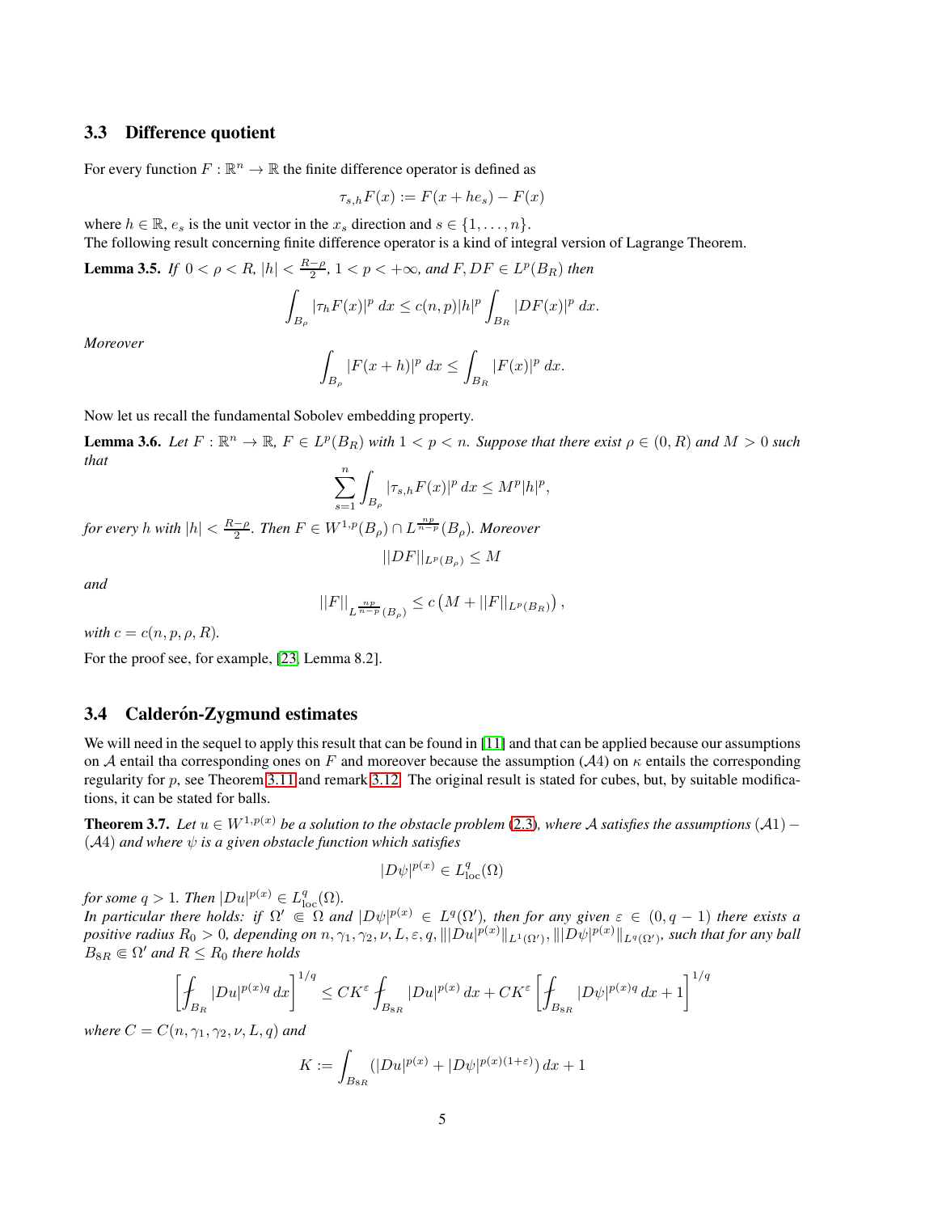### 3.3 Difference quotient

For every function $F : \mathbb{R}^n \to \mathbb{R}$ the finite difference operator is defined as

$$\tau_{s,h}F(x) := F(x + he_s) - F(x)$$

where $h \in \mathbb{R}$, $e_s$ is the unit vector in the $x_s$ direction and $s \in \{1, \dots, n\}$.
The following result concerning finite difference operator is a kind of integral version of Lagrange Theorem.

**Lemma 3.5.** *If $0 < \rho < R$, $|h| < \frac{R-\rho}{2}$, $1 < p < +\infty$, and $F, DF \in L^p(B_R)$ then*

$$\int_{B_\rho} |\tau_h F(x)|^p \, dx \leq c(n,p)|h|^p \int_{B_R} |DF(x)|^p \, dx.$$

*Moreover*

$$\int_{B_\rho} |F(x+h)|^p \, dx \leq \int_{B_R} |F(x)|^p \, dx.$$

Now let us recall the fundamental Sobolev embedding property.

**Lemma 3.6.** *Let $F : \mathbb{R}^n \to \mathbb{R}$, $F \in L^p(B_R)$ with $1 < p < n$. Suppose that there exist $\rho \in (0, R)$ and $M > 0$ such that*

$$\sum_{s=1}^{n} \int_{B_\rho} |\tau_{s,h}F(x)|^p \, dx \leq M^p |h|^p,$$

*for every $h$ with $|h| < \frac{R-\rho}{2}$. Then $F \in W^{1,p}(B_\rho) \cap L^{\frac{np}{n-p}}(B_\rho)$. Moreover*

$$||DF||_{L^p(B_\rho)} \leq M$$

*and*

$$||F||_{L^{\frac{np}{n-p}}(B_\rho)} \leq c \left( M + ||F||_{L^p(B_R)} \right),$$

*with $c = c(n,p,\rho,R)$.*

For the proof see, for example, [23, Lemma 8.2].

### 3.4 Calderón-Zygmund estimates

We will need in the sequel to apply this result that can be found in [11] and that can be applied because our assumptions on $\mathcal{A}$ entail tha corresponding ones on $F$ and moreover because the assumption $(\mathcal{A}4)$ on $\kappa$ entails the corresponding regularity for $p$, see Theorem 3.11 and remark 3.12. The original result is stated for cubes, but, by suitable modifications, it can be stated for balls.

**Theorem 3.7.** *Let $u \in W^{1,p(x)}$ be a solution to the obstacle problem (2.3), where $\mathcal{A}$ satisfies the assumptions $(\mathcal{A}1) - (\mathcal{A}4)$ and where $\psi$ is a given obstacle function which satisfies*

$$|D\psi|^{p(x)} \in L^q_{\mathrm{loc}}(\Omega)$$

*for some $q > 1$. Then $|Du|^{p(x)} \in L^q_{\mathrm{loc}}(\Omega)$.*
*In particular there holds: if $\Omega' \Subset \Omega$ and $|D\psi|^{p(x)} \in L^q(\Omega')$, then for any given $\varepsilon \in (0, q-1)$ there exists a positive radius $R_0 > 0$, depending on $n, \gamma_1, \gamma_2, \nu, L, \varepsilon, q, |||Du|^{p(x)}||_{L^1(\Omega')}, |||D\psi|^{p(x)}||_{L^q(\Omega')}$, such that for any ball $B_{8R} \Subset \Omega'$ and $R \leq R_0$ there holds*

$$\left[ \fint_{B_R} |Du|^{p(x)q} \, dx \right]^{1/q} \leq CK^\varepsilon \fint_{B_{8R}} |Du|^{p(x)} \, dx + CK^\varepsilon \left[ \fint_{B_{8R}} |D\psi|^{p(x)q} \, dx + 1 \right]^{1/q}$$

*where $C = C(n, \gamma_1, \gamma_2, \nu, L, q)$ and*

$$K := \int_{B_{8R}} (|Du|^{p(x)} + |D\psi|^{p(x)(1+\varepsilon)}) \, dx + 1$$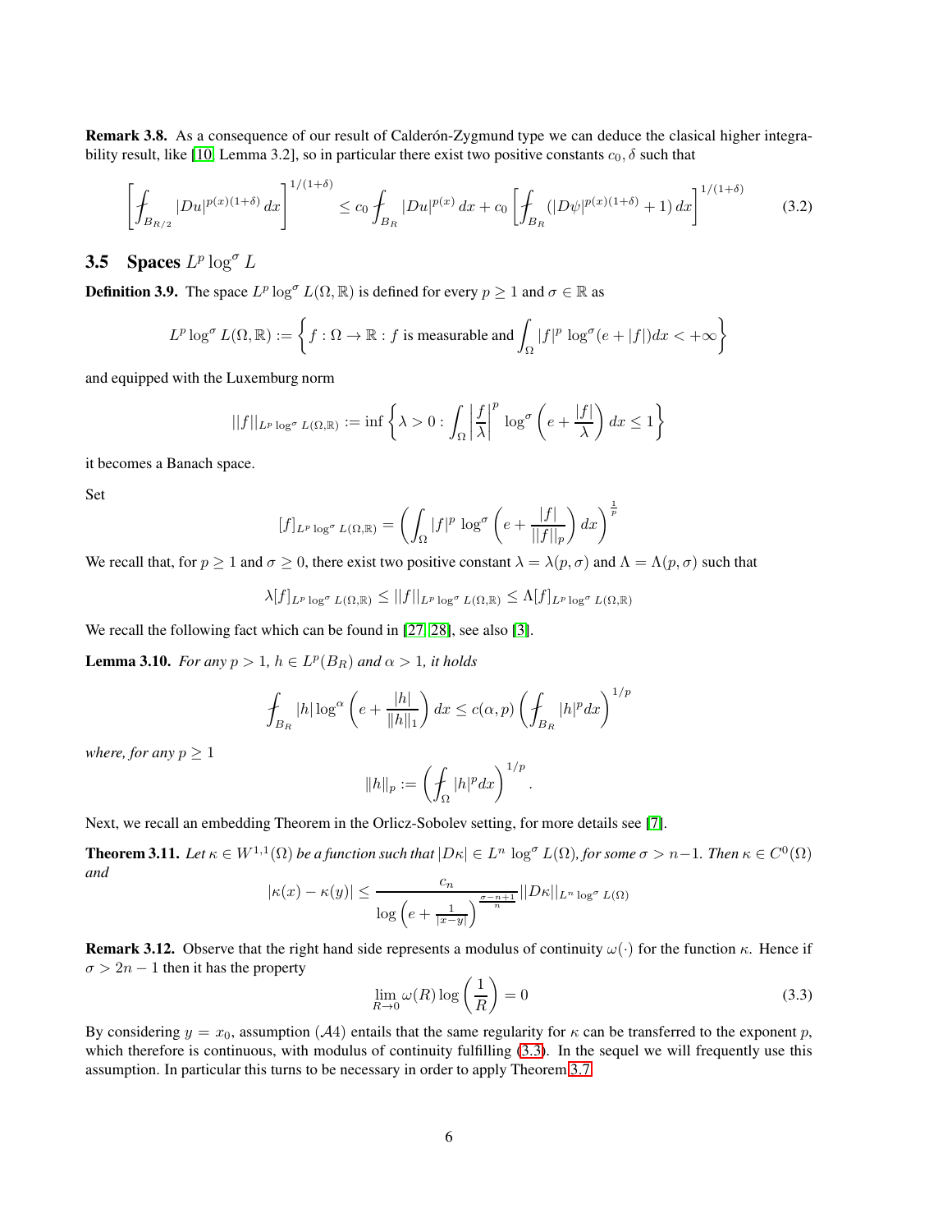**Remark 3.8.** As a consequence of our result of Calderón-Zygmund type we can deduce the clasical higher integrability result, like [10, Lemma 3.2], so in particular there exist two positive constants $c_0, \delta$ such that

$$
\left[ \fint_{B_{R/2}} |Du|^{p(x)(1+\delta)} \, dx \right]^{1/(1+\delta)} \leq c_0 \fint_{B_R} |Du|^{p(x)} \, dx + c_0 \left[ \fint_{B_R} (|D\psi|^{p(x)(1+\delta)} + 1) \, dx \right]^{1/(1+\delta)} \tag{3.2}
$$

## 3.5 Spaces $L^p \log^\sigma L$

**Definition 3.9.** The space $L^p \log^\sigma L(\Omega, \mathbb{R})$ is defined for every $p \geq 1$ and $\sigma \in \mathbb{R}$ as

$$
L^p \log^\sigma L(\Omega, \mathbb{R}) := \left\{ f : \Omega \to \mathbb{R} : f \text{ is measurable and } \int_\Omega |f|^p \, \log^\sigma(e + |f|) dx < +\infty \right\}
$$

and equipped with the Luxemburg norm

$$
||f||_{L^p \log^\sigma L(\Omega, \mathbb{R})} := \inf \left\{ \lambda > 0 : \int_\Omega \left| \frac{f}{\lambda} \right|^p \, \log^\sigma \left( e + \frac{|f|}{\lambda} \right) dx \leq 1 \right\}
$$

it becomes a Banach space.

Set

$$
[f]_{L^p \log^\sigma L(\Omega, \mathbb{R})} = \left( \int_\Omega |f|^p \, \log^\sigma \left( e + \frac{|f|}{||f||_p} \right) dx \right)^{\frac{1}{p}}
$$

We recall that, for $p \geq 1$ and $\sigma \geq 0$, there exist two positive constant $\lambda = \lambda(p, \sigma)$ and $\Lambda = \Lambda(p, \sigma)$ such that

$$
\lambda [f]_{L^p \log^\sigma L(\Omega, \mathbb{R})} \leq ||f||_{L^p \log^\sigma L(\Omega, \mathbb{R})} \leq \Lambda [f]_{L^p \log^\sigma L(\Omega, \mathbb{R})}
$$

We recall the following fact which can be found in [27, 28], see also [3].

**Lemma 3.10.** *For any $p > 1$, $h \in L^p(B_R)$ and $\alpha > 1$, it holds*

$$
\fint_{B_R} |h| \log^\alpha \left( e + \frac{|h|}{\|h\|_1} \right) dx \leq c(\alpha, p) \left( \fint_{B_R} |h|^p dx \right)^{1/p}
$$

*where, for any $p \geq 1$*

$$
\|h\|_p := \left( \fint_\Omega |h|^p dx \right)^{1/p}.
$$

Next, we recall an embedding Theorem in the Orlicz-Sobolev setting, for more details see [7].

**Theorem 3.11.** *Let $\kappa \in W^{1,1}(\Omega)$ be a function such that $|D\kappa| \in L^n \, \log^\sigma L(\Omega)$, for some $\sigma > n-1$. Then $\kappa \in C^0(\Omega)$ and*

$$
|\kappa(x) - \kappa(y)| \leq \frac{c_n}{\log \left( e + \frac{1}{|x-y|} \right)^{\frac{\sigma - n + 1}{n}}} ||D\kappa||_{L^n \log^\sigma L(\Omega)}
$$

**Remark 3.12.** Observe that the right hand side represents a modulus of continuity $\omega(\cdot)$ for the function $\kappa$. Hence if $\sigma > 2n - 1$ then it has the property

$$
\lim_{R \to 0} \omega(R) \log \left( \frac{1}{R} \right) = 0 \tag{3.3}
$$

By considering $y = x_0$, assumption $(\mathcal{A}4)$ entails that the same regularity for $\kappa$ can be transferred to the exponent $p$, which therefore is continuous, with modulus of continuity fulfilling (3.3). In the sequel we will frequently use this assumption. In particular this turns to be necessary in order to apply Theorem 3.7.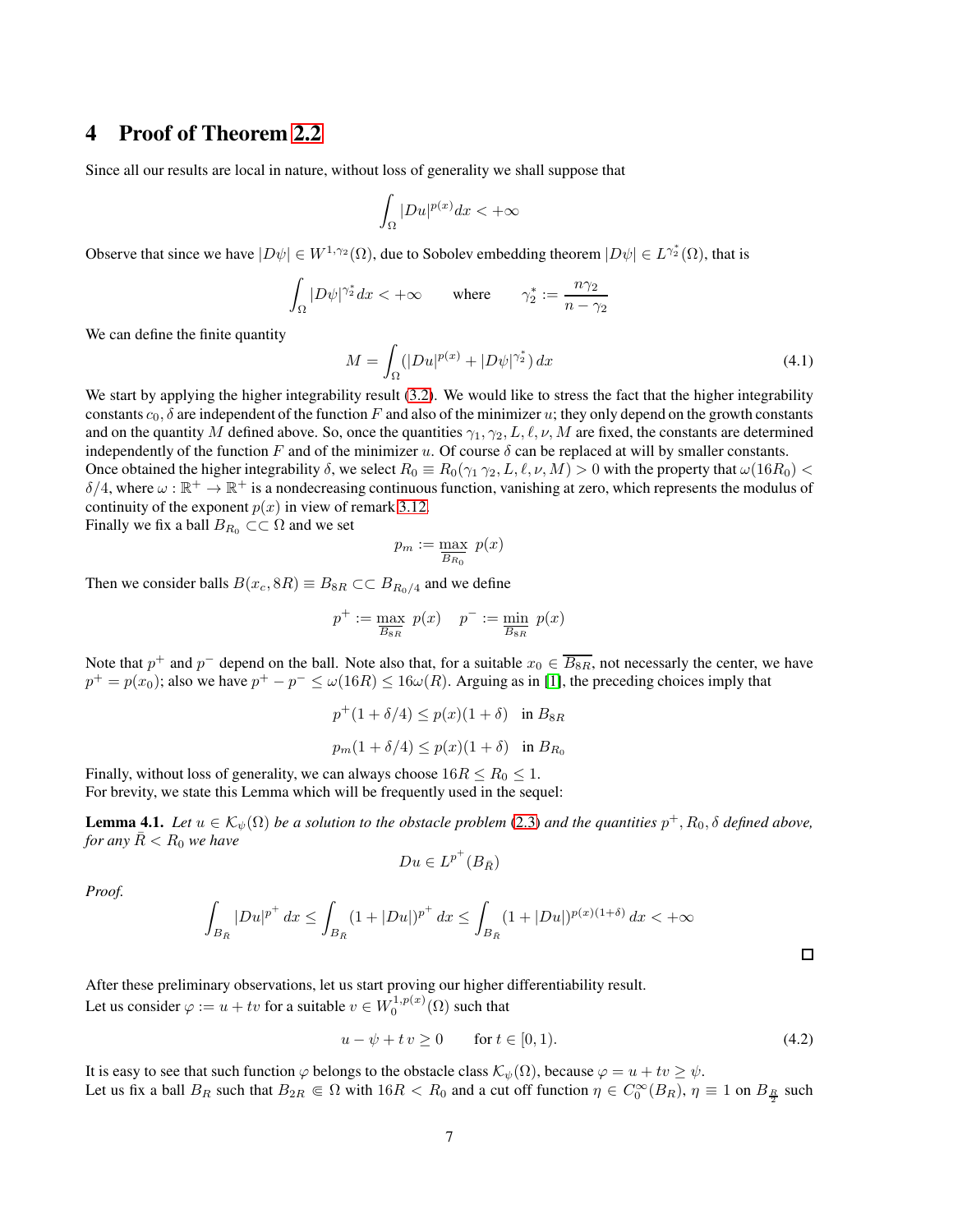# 4 Proof of Theorem 2.2

Since all our results are local in nature, without loss of generality we shall suppose that

$$\int_\Omega |Du|^{p(x)} dx < +\infty$$

Observe that since we have $|D\psi| \in W^{1,\gamma_2}(\Omega)$, due to Sobolev embedding theorem $|D\psi| \in L^{\gamma_2^*}(\Omega)$, that is

$$\int_\Omega |D\psi|^{\gamma_2^*} dx < +\infty \qquad \text{where} \qquad \gamma_2^* := \frac{n\gamma_2}{n-\gamma_2}$$

We can define the finite quantity

$$M = \int_\Omega (|Du|^{p(x)} + |D\psi|^{\gamma_2^*})\, dx \tag{4.1}$$

We start by applying the higher integrability result (3.2). We would like to stress the fact that the higher integrability constants $c_0, \delta$ are independent of the function $F$ and also of the minimizer $u$; they only depend on the growth constants and on the quantity $M$ defined above. So, once the quantities $\gamma_1, \gamma_2, L, \ell, \nu, M$ are fixed, the constants are determined independently of the function $F$ and of the minimizer $u$. Of course $\delta$ can be replaced at will by smaller constants.
Once obtained the higher integrability $\delta$, we select $R_0 \equiv R_0(\gamma_1\, \gamma_2, L, \ell, \nu, M) > 0$ with the property that $\omega(16R_0) < \delta/4$, where $\omega : \mathbb{R}^+ \to \mathbb{R}^+$ is a nondecreasing continuous function, vanishing at zero, which represents the modulus of continuity of the exponent $p(x)$ in view of remark 3.12.
Finally we fix a ball $B_{R_0} \subset\subset \Omega$ and we set

$$p_m := \max_{B_{R_0}}\ p(x)$$

Then we consider balls $B(x_c, 8R) \equiv B_{8R} \subset\subset B_{R_0/4}$ and we define

$$p^+ := \max_{B_{8R}}\ p(x) \quad p^- := \min_{B_{8R}}\ p(x)$$

Note that $p^+$ and $p^-$ depend on the ball. Note also that, for a suitable $x_0 \in \overline{B_{8R}}$, not necessarly the center, we have $p^+ = p(x_0)$; also we have $p^+ - p^- \le \omega(16R) \le 16\omega(R)$. Arguing as in [1], the preceding choices imply that

$$p^+(1 + \delta/4) \le p(x)(1 + \delta) \quad \text{in } B_{8R}$$

$$p_m(1 + \delta/4) \le p(x)(1 + \delta) \quad \text{in } B_{R_0}$$

Finally, without loss of generality, we can always choose $16R \le R_0 \le 1$.
For brevity, we state this Lemma which will be frequently used in the sequel:

**Lemma 4.1.** *Let $u \in \mathcal{K}_\psi(\Omega)$ be a solution to the obstacle problem (2.3) and the quantities $p^+, R_0, \delta$ defined above, for any $\bar{R} < R_0$ we have*

$$Du \in L^{p^+}(B_{\bar{R}})$$

*Proof.*

$$\int_{B_{\bar{R}}} |Du|^{p^+}\, dx \le \int_{B_{\bar{R}}} (1 + |Du|)^{p^+}\, dx \le \int_{B_{\bar{R}}} (1 + |Du|)^{p(x)(1+\delta)}\, dx < +\infty$$

□

After these preliminary observations, let us start proving our higher differentiability result.
Let us consider $\varphi := u + tv$ for a suitable $v \in W_0^{1,p(x)}(\Omega)$ such that

$$u - \psi + t\, v \ge 0 \qquad \text{for } t \in [0, 1). \tag{4.2}$$

It is easy to see that such function $\varphi$ belongs to the obstacle class $\mathcal{K}_\psi(\Omega)$, because $\varphi = u + tv \ge \psi$.
Let us fix a ball $B_R$ such that $B_{2R} \Subset \Omega$ with $16R < R_0$ and a cut off function $\eta \in C_0^\infty(B_R)$, $\eta \equiv 1$ on $B_{\frac{R}{2}}$ such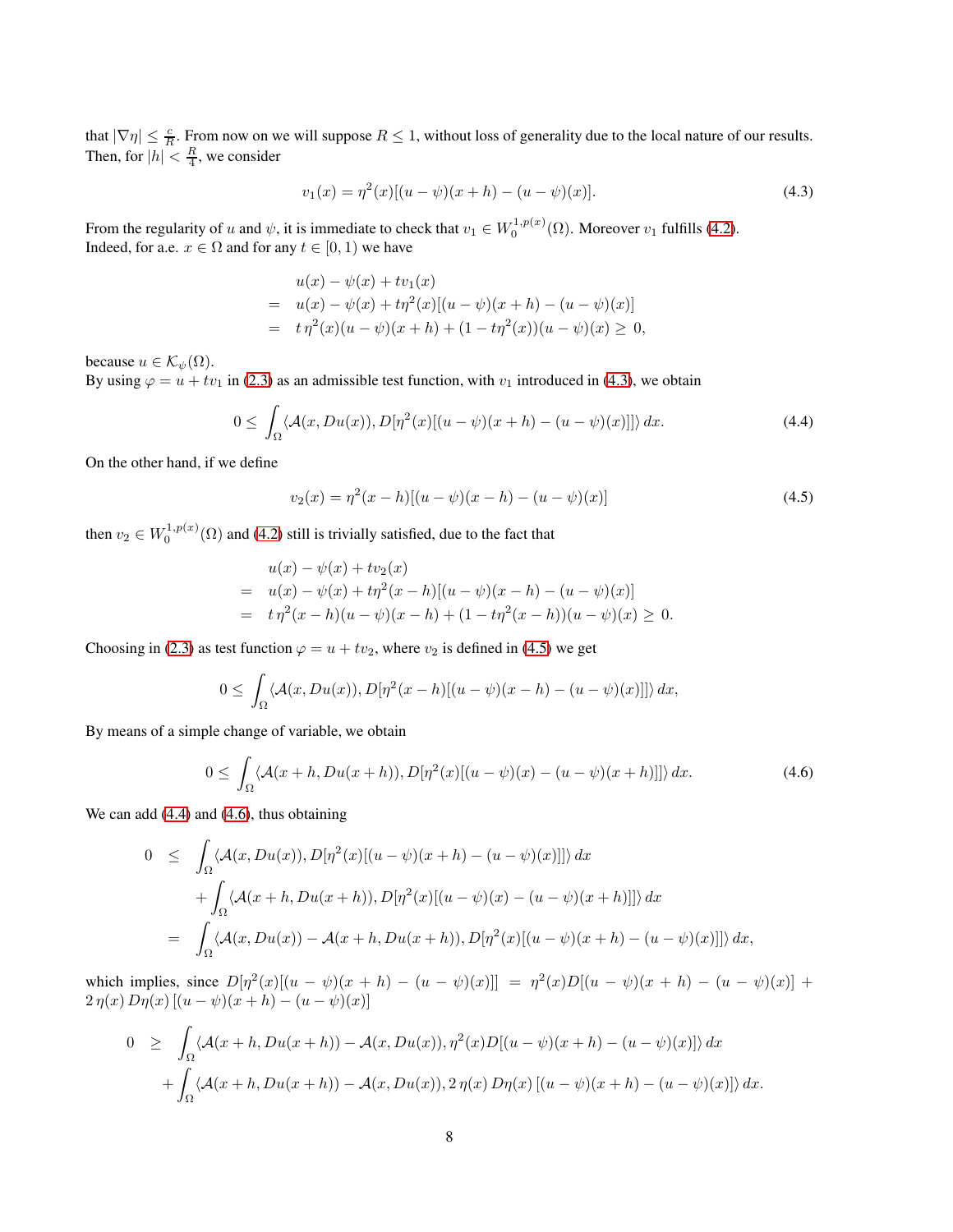that $|\nabla \eta| \leq \frac{c}{R}$. From now on we will suppose $R \leq 1$, without loss of generality due to the local nature of our results. Then, for $|h| < \frac{R}{4}$, we consider

$$v_1(x) = \eta^2(x)[(u-\psi)(x+h) - (u-\psi)(x)]. \tag{4.3}$$

From the regularity of $u$ and $\psi$, it is immediate to check that $v_1 \in W_0^{1,p(x)}(\Omega)$. Moreover $v_1$ fulfills (4.2). Indeed, for a.e. $x \in \Omega$ and for any $t \in [0,1)$ we have

$$\begin{aligned}
& u(x) - \psi(x) + tv_1(x) \\
= \;& u(x) - \psi(x) + t\eta^2(x)[(u-\psi)(x+h) - (u-\psi)(x)] \\
= \;& t\,\eta^2(x)(u-\psi)(x+h) + (1 - t\eta^2(x))(u-\psi)(x) \geq 0,
\end{aligned}$$

because $u \in \mathcal{K}_\psi(\Omega)$.
By using $\varphi = u + tv_1$ in (2.3) as an admissible test function, with $v_1$ introduced in (4.3), we obtain

$$0 \leq \int_\Omega \langle \mathcal{A}(x, Du(x)), D[\eta^2(x)[(u-\psi)(x+h) - (u-\psi)(x)]]\rangle \, dx. \tag{4.4}$$

On the other hand, if we define

$$v_2(x) = \eta^2(x-h)[(u-\psi)(x-h) - (u-\psi)(x)] \tag{4.5}$$

then $v_2 \in W_0^{1,p(x)}(\Omega)$ and (4.2) still is trivially satisfied, due to the fact that

$$\begin{aligned}
& u(x) - \psi(x) + tv_2(x) \\
= \;& u(x) - \psi(x) + t\eta^2(x-h)[(u-\psi)(x-h) - (u-\psi)(x)] \\
= \;& t\,\eta^2(x-h)(u-\psi)(x-h) + (1 - t\eta^2(x-h))(u-\psi)(x) \geq 0.
\end{aligned}$$

Choosing in (2.3) as test function $\varphi = u + tv_2$, where $v_2$ is defined in (4.5) we get

$$0 \leq \int_\Omega \langle \mathcal{A}(x, Du(x)), D[\eta^2(x-h)[(u-\psi)(x-h) - (u-\psi)(x)]]\rangle \, dx,$$

By means of a simple change of variable, we obtain

$$0 \leq \int_\Omega \langle \mathcal{A}(x+h, Du(x+h)), D[\eta^2(x)[(u-\psi)(x) - (u-\psi)(x+h)]]\rangle \, dx. \tag{4.6}$$

We can add (4.4) and (4.6), thus obtaining

$$\begin{aligned}
0 \;\leq\; & \int_\Omega \langle \mathcal{A}(x, Du(x)), D[\eta^2(x)[(u-\psi)(x+h) - (u-\psi)(x)]]\rangle \, dx \\
& + \int_\Omega \langle \mathcal{A}(x+h, Du(x+h)), D[\eta^2(x)[(u-\psi)(x) - (u-\psi)(x+h)]]\rangle \, dx \\
= \;& \int_\Omega \langle \mathcal{A}(x, Du(x)) - \mathcal{A}(x+h, Du(x+h)), D[\eta^2(x)[(u-\psi)(x+h) - (u-\psi)(x)]]\rangle \, dx,
\end{aligned}$$

which implies, since $D[\eta^2(x)[(u-\psi)(x+h) - (u-\psi)(x)]] = \eta^2(x) D[(u-\psi)(x+h) - (u-\psi)(x)] + 2\,\eta(x)\, D\eta(x)\, [(u-\psi)(x+h) - (u-\psi)(x)]$

$$\begin{aligned}
0 \;\geq\; & \int_\Omega \langle \mathcal{A}(x+h, Du(x+h)) - \mathcal{A}(x, Du(x)), \eta^2(x) D[(u-\psi)(x+h) - (u-\psi)(x)]\rangle \, dx \\
& + \int_\Omega \langle \mathcal{A}(x+h, Du(x+h)) - \mathcal{A}(x, Du(x)), 2\,\eta(x)\, D\eta(x)\, [(u-\psi)(x+h) - (u-\psi)(x)]\rangle \, dx.
\end{aligned}$$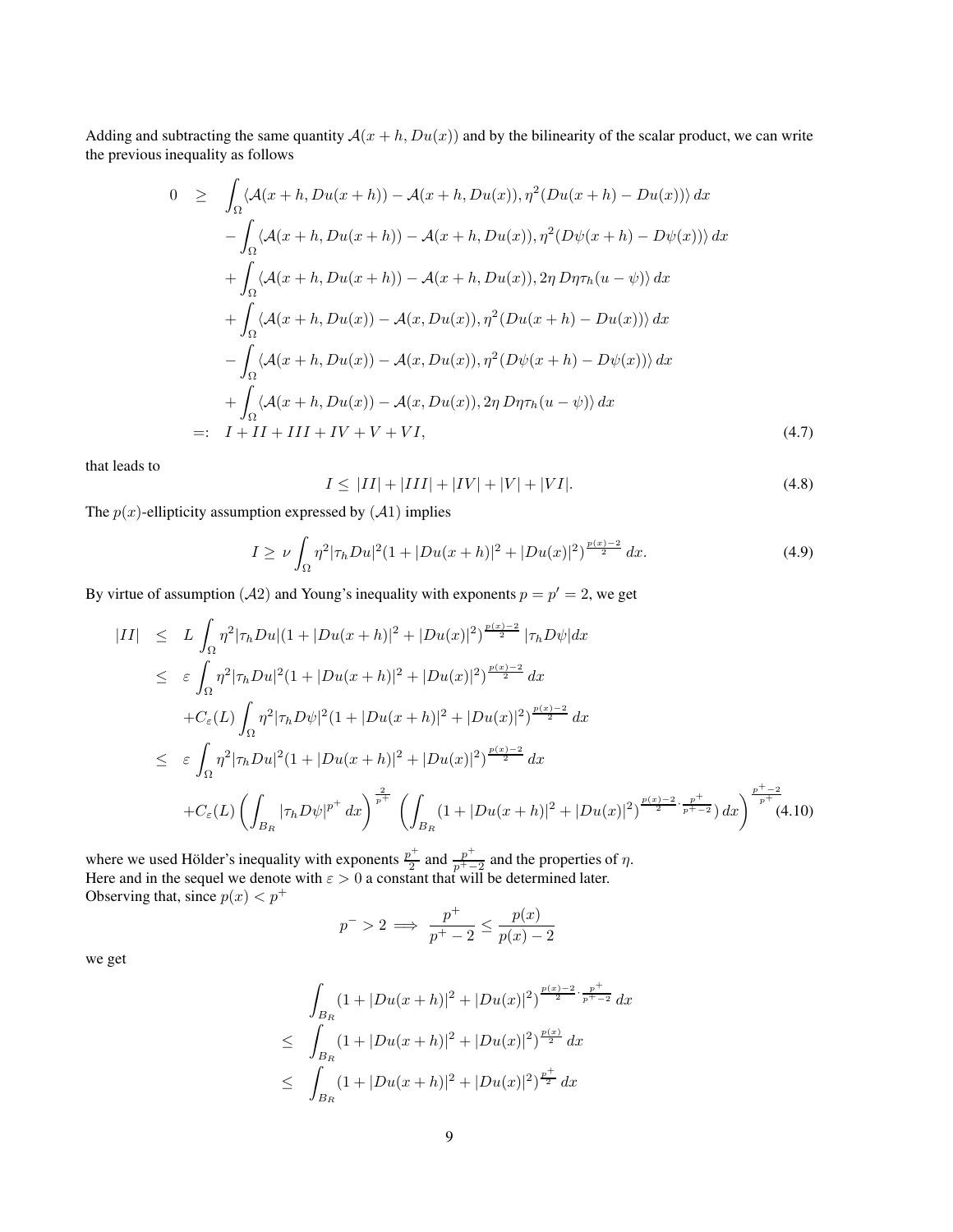Adding and subtracting the same quantity $\mathcal{A}(x+h, Du(x))$ and by the bilinearity of the scalar product, we can write the previous inequality as follows

$$
\begin{aligned}
0 \quad \geq \quad & \int_\Omega \langle \mathcal{A}(x+h, Du(x+h)) - \mathcal{A}(x+h, Du(x)), \eta^2 (Du(x+h) - Du(x)) \rangle \, dx \\
& - \int_\Omega \langle \mathcal{A}(x+h, Du(x+h)) - \mathcal{A}(x+h, Du(x)), \eta^2 (D\psi(x+h) - D\psi(x)) \rangle \, dx \\
& + \int_\Omega \langle \mathcal{A}(x+h, Du(x+h)) - \mathcal{A}(x+h, Du(x)), 2\eta \, D\eta \tau_h (u - \psi) \rangle \, dx \\
& + \int_\Omega \langle \mathcal{A}(x+h, Du(x)) - \mathcal{A}(x, Du(x)), \eta^2 (Du(x+h) - Du(x)) \rangle \, dx \\
& - \int_\Omega \langle \mathcal{A}(x+h, Du(x)) - \mathcal{A}(x, Du(x)), \eta^2 (D\psi(x+h) - D\psi(x)) \rangle \, dx \\
& + \int_\Omega \langle \mathcal{A}(x+h, Du(x)) - \mathcal{A}(x, Du(x)), 2\eta \, D\eta \tau_h (u - \psi) \rangle \, dx \\
=: \quad & I + II + III + IV + V + VI, 
\end{aligned} \tag{4.7}
$$

that leads to

$$
I \leq |II| + |III| + |IV| + |V| + |VI|. \tag{4.8}
$$

The $p(x)$-ellipticity assumption expressed by $(\mathcal{A}1)$ implies

$$
I \geq \nu \int_\Omega \eta^2 |\tau_h Du|^2 (1 + |Du(x+h)|^2 + |Du(x)|^2)^{\frac{p(x)-2}{2}} \, dx. \tag{4.9}
$$

By virtue of assumption $(\mathcal{A}2)$ and Young's inequality with exponents $p = p' = 2$, we get

$$
\begin{aligned}
|II| \quad \leq \quad & L \int_\Omega \eta^2 |\tau_h Du| (1 + |Du(x+h)|^2 + |Du(x)|^2)^{\frac{p(x)-2}{2}} |\tau_h D\psi| dx \\
\leq \quad & \varepsilon \int_\Omega \eta^2 |\tau_h Du|^2 (1 + |Du(x+h)|^2 + |Du(x)|^2)^{\frac{p(x)-2}{2}} \, dx \\
& + C_\varepsilon(L) \int_\Omega \eta^2 |\tau_h D\psi|^2 (1 + |Du(x+h)|^2 + |Du(x)|^2)^{\frac{p(x)-2}{2}} \, dx \\
\leq \quad & \varepsilon \int_\Omega \eta^2 |\tau_h Du|^2 (1 + |Du(x+h)|^2 + |Du(x)|^2)^{\frac{p(x)-2}{2}} \, dx \\
& + C_\varepsilon(L) \left( \int_{B_R} |\tau_h D\psi|^{p^+} \, dx \right)^{\frac{2}{p^+}} \left( \int_{B_R} (1 + |Du(x+h)|^2 + |Du(x)|^2)^{\frac{p(x)-2}{2} \cdot \frac{p^+}{p^+-2}} ) \, dx \right)^{\frac{p^+-2}{p^+}}
\end{aligned} \tag{4.10}
$$

where we used Hölder's inequality with exponents $\frac{p^+}{2}$ and $\frac{p^+}{p^+-2}$ and the properties of $\eta$.
Here and in the sequel we denote with $\varepsilon > 0$ a constant that will be determined later.
Observing that, since $p(x) < p^+$

$$
p^- > 2 \implies \frac{p^+}{p^+-2} \leq \frac{p(x)}{p(x)-2}
$$

we get

$$
\begin{aligned}
& \int_{B_R} (1 + |Du(x+h)|^2 + |Du(x)|^2)^{\frac{p(x)-2}{2} \cdot \frac{p^+}{p^+-2}} \, dx \\
\leq \quad & \int_{B_R} (1 + |Du(x+h)|^2 + |Du(x)|^2)^{\frac{p(x)}{2}} \, dx \\
\leq \quad & \int_{B_R} (1 + |Du(x+h)|^2 + |Du(x)|^2)^{\frac{p^+}{2}} \, dx
\end{aligned}
$$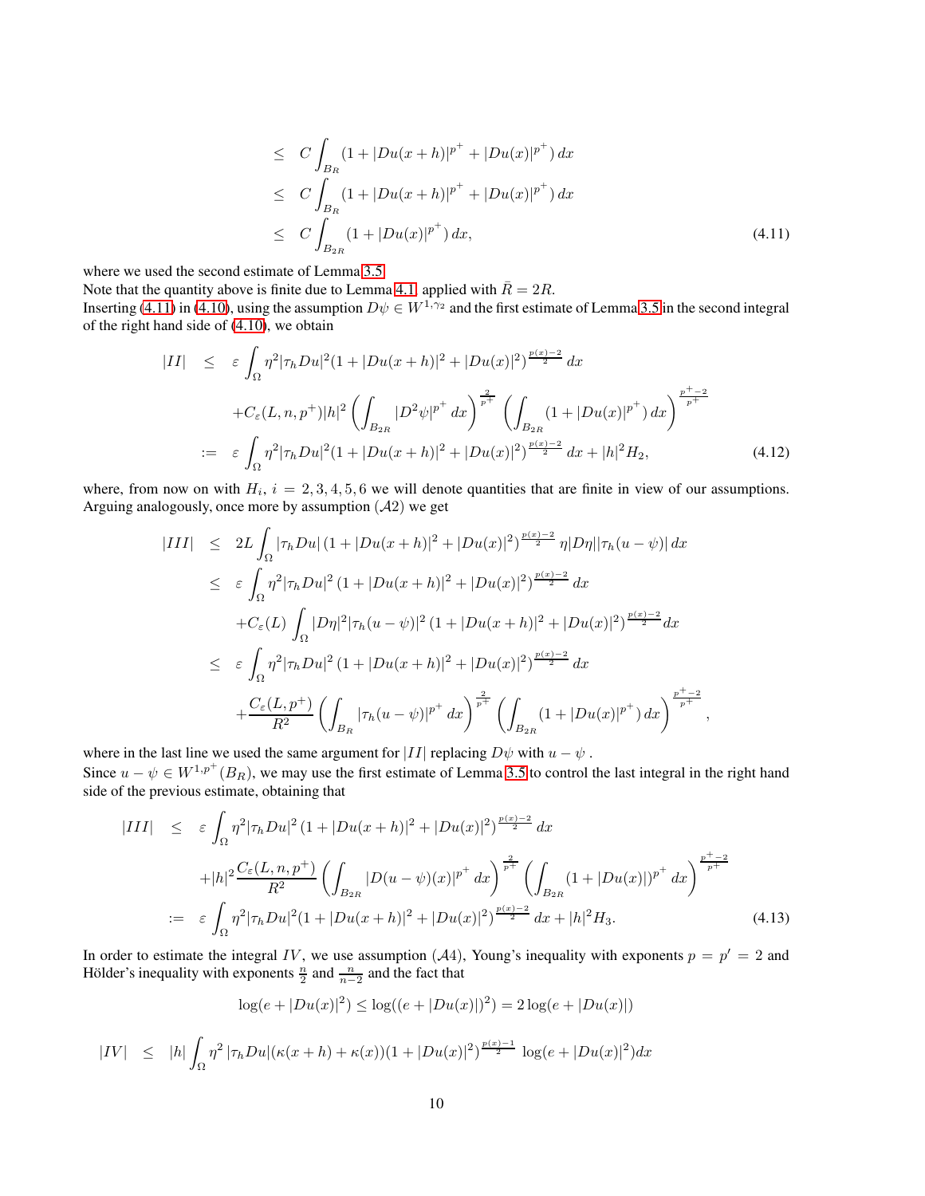$$
\begin{aligned}
&\leq C\int_{B_R}(1+|Du(x+h)|^{p^+}+|Du(x)|^{p^+})\,dx\\
&\leq C\int_{B_R}(1+|Du(x+h)|^{p^+}+|Du(x)|^{p^+})\,dx\\
&\leq C\int_{B_{2R}}(1+|Du(x)|^{p^+})\,dx, \qquad (4.11)
\end{aligned}
$$

where we used the second estimate of Lemma 3.5.
Note that the quantity above is finite due to Lemma 4.1 applied with $\bar{R}=2R$.
Inserting (4.11) in (4.10), using the assumption $D\psi\in W^{1,\gamma_2}$ and the first estimate of Lemma 3.5 in the second integral of the right hand side of (4.10), we obtain

$$
\begin{aligned}
|II| &\leq \varepsilon\int_\Omega \eta^2|\tau_h Du|^2(1+|Du(x+h)|^2+|Du(x)|^2)^{\frac{p(x)-2}{2}}\,dx\\
&\quad+C_\varepsilon(L,n,p^+)|h|^2\left(\int_{B_{2R}}|D^2\psi|^{p^+}\,dx\right)^{\frac{2}{p^+}}\left(\int_{B_{2R}}(1+|Du(x)|^{p^+})\,dx\right)^{\frac{p^+-2}{p^+}}\\
&:= \varepsilon\int_\Omega \eta^2|\tau_h Du|^2(1+|Du(x+h)|^2+|Du(x)|^2)^{\frac{p(x)-2}{2}}\,dx+|h|^2H_2, \qquad (4.12)
\end{aligned}
$$

where, from now on with $H_i$, $i=2,3,4,5,6$ we will denote quantities that are finite in view of our assumptions. Arguing analogously, once more by assumption $(\mathcal{A}2)$ we get

$$
\begin{aligned}
|III| &\leq 2L\int_\Omega |\tau_h Du|\,(1+|Du(x+h)|^2+|Du(x)|^2)^{\frac{p(x)-2}{2}}\,\eta|D\eta||\tau_h(u-\psi)|\,dx\\
&\leq \varepsilon\int_\Omega \eta^2|\tau_h Du|^2\,(1+|Du(x+h)|^2+|Du(x)|^2)^{\frac{p(x)-2}{2}}\,dx\\
&\quad+C_\varepsilon(L)\int_\Omega |D\eta|^2|\tau_h(u-\psi)|^2\,(1+|Du(x+h)|^2+|Du(x)|^2)^{\frac{p(x)-2}{2}}dx\\
&\leq \varepsilon\int_\Omega \eta^2|\tau_h Du|^2\,(1+|Du(x+h)|^2+|Du(x)|^2)^{\frac{p(x)-2}{2}}\,dx\\
&\quad+\frac{C_\varepsilon(L,p^+)}{R^2}\left(\int_{B_R}|\tau_h(u-\psi)|^{p^+}\,dx\right)^{\frac{2}{p^+}}\left(\int_{B_{2R}}(1+|Du(x)|^{p^+})\,dx\right)^{\frac{p^+-2}{p^+}},
\end{aligned}
$$

where in the last line we used the same argument for $|II|$ replacing $D\psi$ with $u-\psi$ .
Since $u-\psi\in W^{1,p^+}(B_R)$, we may use the first estimate of Lemma 3.5 to control the last integral in the right hand side of the previous estimate, obtaining that

$$
\begin{aligned}
|III| &\leq \varepsilon\int_\Omega \eta^2|\tau_h Du|^2\,(1+|Du(x+h)|^2+|Du(x)|^2)^{\frac{p(x)-2}{2}}\,dx\\
&\quad+|h|^2\frac{C_\varepsilon(L,n,p^+)}{R^2}\left(\int_{B_{2R}}|D(u-\psi)(x)|^{p^+}\,dx\right)^{\frac{2}{p^+}}\left(\int_{B_{2R}}(1+|Du(x)|)^{p^+}\,dx\right)^{\frac{p^+-2}{p^+}}\\
&:= \varepsilon\int_\Omega \eta^2|\tau_h Du|^2(1+|Du(x+h)|^2+|Du(x)|^2)^{\frac{p(x)-2}{2}}\,dx+|h|^2H_3. \qquad (4.13)
\end{aligned}
$$

In order to estimate the integral $IV$, we use assumption $(\mathcal{A}4)$, Young's inequality with exponents $p=p'=2$ and Hölder's inequality with exponents $\frac{n}{2}$ and $\frac{n}{n-2}$ and the fact that

$$
\log(e+|Du(x)|^2)\leq\log((e+|Du(x)|)^2)=2\log(e+|Du(x)|)
$$

$$
|IV| \leq |h|\int_\Omega \eta^2\,|\tau_h Du|(\kappa(x+h)+\kappa(x))(1+|Du(x)|^2)^{\frac{p(x)-1}{2}}\,\log(e+|Du(x)|^2)dx
$$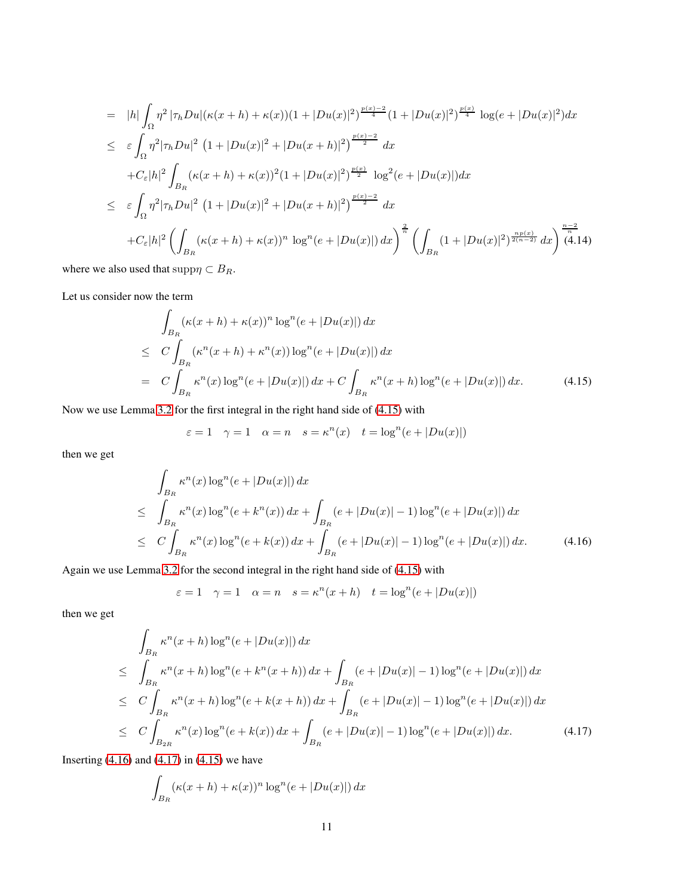$$
\begin{aligned}
&= \ |h| \int_\Omega \eta^2 \, |\tau_h Du| (\kappa(x+h) + \kappa(x)) (1+|Du(x)|^2)^{\frac{p(x)-2}{4}} (1+|Du(x)|^2)^{\frac{p(x)}{4}} \, \log(e+|Du(x)|^2) dx \\
&\leq \ \varepsilon \int_\Omega \eta^2 |\tau_h Du|^2 \, \left(1+|Du(x)|^2 + |Du(x+h)|^2\right)^{\frac{p(x)-2}{2}} \, dx \\
&\quad + C_\varepsilon |h|^2 \int_{B_R} (\kappa(x+h) + \kappa(x))^2 (1+|Du(x)|^2)^{\frac{p(x)}{2}} \, \log^2(e+|Du(x)|) dx \\
&\leq \ \varepsilon \int_\Omega \eta^2 |\tau_h Du|^2 \, \left(1+|Du(x)|^2 + |Du(x+h)|^2\right)^{\frac{p(x)-2}{2}} \, dx \\
&\quad + C_\varepsilon |h|^2 \left( \int_{B_R} (\kappa(x+h) + \kappa(x))^n \, \log^n(e+|Du(x)|) \, dx \right)^{\frac{2}{n}} \left( \int_{B_R} (1+|Du(x)|^2)^{\frac{np(x)}{2(n-2)}} \, dx \right)^{\frac{n-2}{n}} \qquad (4.14)
\end{aligned}
$$

where we also used that $\text{supp}\eta \subset B_R$.

Let us consider now the term

$$
\begin{aligned}
&\int_{B_R} (\kappa(x+h) + \kappa(x))^n \log^n(e+|Du(x)|) \, dx \\
&\leq \ C \int_{B_R} (\kappa^n(x+h) + \kappa^n(x)) \log^n(e+|Du(x)|) \, dx \\
&= \ C \int_{B_R} \kappa^n(x) \log^n(e+|Du(x)|) \, dx + C \int_{B_R} \kappa^n(x+h) \log^n(e+|Du(x)|) \, dx. \qquad (4.15)
\end{aligned}
$$

Now we use Lemma 3.2 for the first integral in the right hand side of (4.15) with

$$
\varepsilon = 1 \quad \gamma = 1 \quad \alpha = n \quad s = \kappa^n(x) \quad t = \log^n(e+|Du(x)|)
$$

then we get

$$
\begin{aligned}
&\int_{B_R} \kappa^n(x) \log^n(e+|Du(x)|) \, dx \\
&\leq \ \int_{B_R} \kappa^n(x) \log^n(e+k^n(x)) \, dx + \int_{B_R} (e+|Du(x)|-1) \log^n(e+|Du(x)|) \, dx \\
&\leq \ C \int_{B_R} \kappa^n(x) \log^n(e+k(x)) \, dx + \int_{B_R} (e+|Du(x)|-1) \log^n(e+|Du(x)|) \, dx. \qquad (4.16)
\end{aligned}
$$

Again we use Lemma 3.2 for the second integral in the right hand side of (4.15) with

$$
\varepsilon = 1 \quad \gamma = 1 \quad \alpha = n \quad s = \kappa^n(x+h) \quad t = \log^n(e+|Du(x)|)
$$

then we get

$$
\begin{aligned}
&\int_{B_R} \kappa^n(x+h) \log^n(e+|Du(x)|) \, dx \\
&\leq \ \int_{B_R} \kappa^n(x+h) \log^n(e+k^n(x+h)) \, dx + \int_{B_R} (e+|Du(x)|-1) \log^n(e+|Du(x)|) \, dx \\
&\leq \ C \int_{B_R} \kappa^n(x+h) \log^n(e+k(x+h)) \, dx + \int_{B_R} (e+|Du(x)|-1) \log^n(e+|Du(x)|) \, dx \\
&\leq \ C \int_{B_{2R}} \kappa^n(x) \log^n(e+k(x)) \, dx + \int_{B_R} (e+|Du(x)|-1) \log^n(e+|Du(x)|) \, dx. \qquad (4.17)
\end{aligned}
$$

Inserting (4.16) and (4.17) in (4.15) we have

$$
\int_{B_R} (\kappa(x+h) + \kappa(x))^n \log^n(e+|Du(x)|) \, dx
$$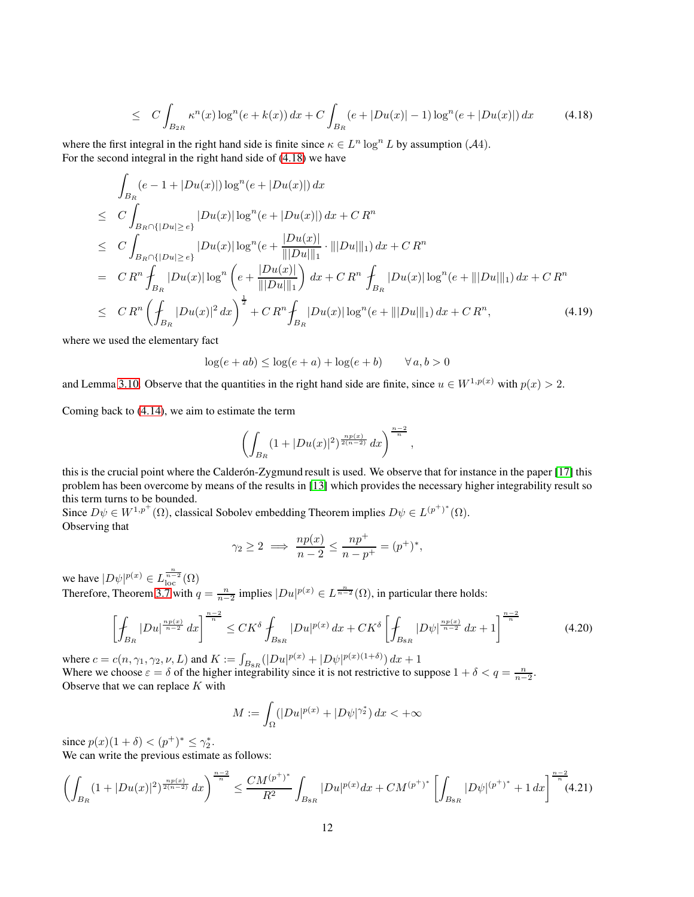$$
\leq \quad C \int_{B_{2R}} \kappa^n(x) \log^n(e + k(x))\, dx + C \int_{B_R} (e + |Du(x)| - 1) \log^n(e + |Du(x)|)\, dx \tag{4.18}
$$

where the first integral in the right hand side is finite since $\kappa \in L^n \log^n L$ by assumption $(\mathcal{A}4)$.
For the second integral in the right hand side of (4.18) we have

$$
\begin{aligned}
& \int_{B_R} (e - 1 + |Du(x)|) \log^n(e + |Du(x)|)\, dx \\
\leq \;& C \int_{B_R \cap \{|Du| \geq e\}} |Du(x)| \log^n(e + |Du(x)|)\, dx + C\, R^n \\
\leq \;& C \int_{B_R \cap \{|Du| \geq e\}} |Du(x)| \log^n(e + \frac{|Du(x)|}{\| |Du| \|_1} \cdot \| |Du| \|_1)\, dx + C\, R^n \\
= \;& C\, R^n \fint_{B_R} |Du(x)| \log^n \left( e + \frac{|Du(x)|}{\| |Du| \|_1} \right) dx + C\, R^n \fint_{B_R} |Du(x)| \log^n(e + \| |Du| \|_1)\, dx + C\, R^n \\
\leq \;& C\, R^n \left( \fint_{B_R} |Du(x)|^2\, dx \right)^{\frac{1}{2}} + C\, R^n \fint_{B_R} |Du(x)| \log^n(e + \| |Du| \|_1)\, dx + C\, R^n,
\end{aligned} \tag{4.19}
$$

where we used the elementary fact

$$
\log(e + ab) \leq \log(e + a) + \log(e + b) \qquad \forall\, a, b > 0
$$

and Lemma 3.10. Observe that the quantities in the right hand side are finite, since $u \in W^{1,p(x)}$ with $p(x) > 2$.

Coming back to (4.14), we aim to estimate the term

$$
\left( \int_{B_R} (1 + |Du(x)|^2)^{\frac{np(x)}{2(n-2)}}\, dx \right)^{\frac{n-2}{n}},
$$

this is the crucial point where the Calderón-Zygmund result is used. We observe that for instance in the paper [17] this problem has been overcome by means of the results in [13] which provides the necessary higher integrability result so this term turns to be bounded.
Since $D\psi \in W^{1,p^+}(\Omega)$, classical Sobolev embedding Theorem implies $D\psi \in L^{(p^+)^*}(\Omega)$.
Observing that

$$
\gamma_2 \geq 2 \implies \frac{np(x)}{n-2} \leq \frac{np^+}{n - p^+} = (p^+)^*,
$$

we have $|D\psi|^{p(x)} \in L^{\frac{n}{n-2}}_{\mathrm{loc}}(\Omega)$
Therefore, Theorem 3.7 with $q = \frac{n}{n-2}$ implies $|Du|^{p(x)} \in L^{\frac{n}{n-2}}(\Omega)$, in particular there holds:

$$
\left[ \fint_{B_R} |Du|^{\frac{np(x)}{n-2}}\, dx \right]^{\frac{n-2}{n}} \leq CK^{\delta} \fint_{B_{8R}} |Du|^{p(x)}\, dx + CK^{\delta} \left[ \fint_{B_{8R}} |D\psi|^{\frac{np(x)}{n-2}}\, dx + 1 \right]^{\frac{n-2}{n}} \tag{4.20}
$$

where $c = c(n, \gamma_1, \gamma_2, \nu, L)$ and $K := \int_{B_{8R}} (|Du|^{p(x)} + |D\psi|^{p(x)(1+\delta)})\, dx + 1$
Where we choose $\varepsilon = \delta$ of the higher integrability since it is not restrictive to suppose $1 + \delta < q = \frac{n}{n-2}$.
Observe that we can replace $K$ with

$$
M := \int_{\Omega} (|Du|^{p(x)} + |D\psi|^{\gamma_2^*})\, dx < +\infty
$$

since $p(x)(1 + \delta) < (p^+)^* \leq \gamma_2^*$.
We can write the previous estimate as follows:

$$
\left( \int_{B_R} (1 + |Du(x)|^2)^{\frac{np(x)}{2(n-2)}}\, dx \right)^{\frac{n-2}{n}} \leq \frac{CM^{(p^+)^*}}{R^2} \int_{B_{8R}} |Du|^{p(x)} dx + CM^{(p^+)^*} \left[ \int_{B_{8R}} |D\psi|^{(p^+)^*} + 1\, dx \right]^{\frac{n-2}{n}} \tag{4.21}
$$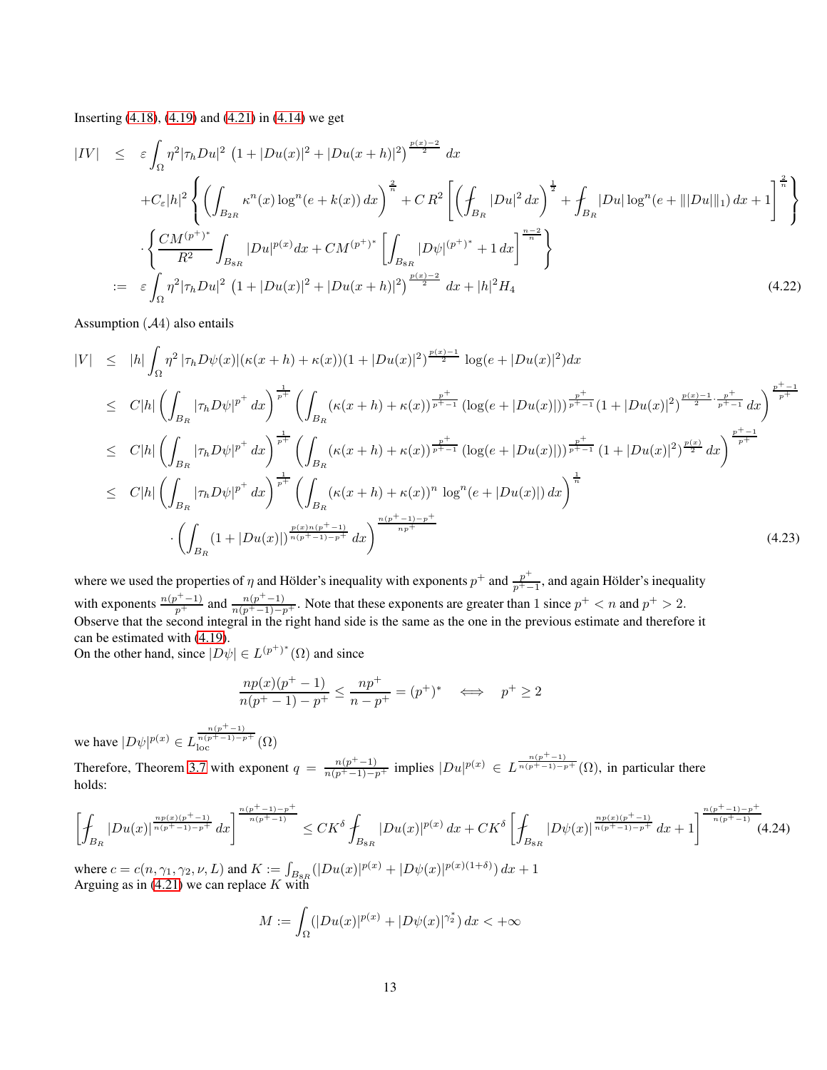Inserting (4.18), (4.19) and (4.21) in (4.14) we get

$$
\begin{aligned}
|IV| &\leq \varepsilon \int_\Omega \eta^2 |\tau_h Du|^2 \left(1+|Du(x)|^2+|Du(x+h)|^2\right)^{\frac{p(x)-2}{2}} dx \\
&\quad + C_\varepsilon |h|^2 \left\{ \left( \int_{B_{2R}} \kappa^n(x) \log^n(e+k(x))\, dx \right)^{\frac{2}{n}} + C\, R^2 \left[ \left( \fint_{B_R} |Du|^2\, dx \right)^{\frac{1}{2}} + \fint_{B_R} |Du| \log^n(e + \||Du|\|_1)\, dx + 1 \right]^{\frac{2}{n}} \right\} \\
&\quad \cdot \left\{ \frac{CM^{(p^+)^*}}{R^2} \int_{B_{8R}} |Du|^{p(x)} dx + CM^{(p^+)^*} \left[ \int_{B_{8R}} |D\psi|^{(p^+)^*} + 1\, dx \right]^{\frac{n-2}{n}} \right\} \\
&:= \varepsilon \int_\Omega \eta^2 |\tau_h Du|^2 \left(1+|Du(x)|^2+|Du(x+h)|^2\right)^{\frac{p(x)-2}{2}} dx + |h|^2 H_4 
\end{aligned}
\tag{4.22}
$$

Assumption $(\mathcal{A}4)$ also entails

$$
\begin{aligned}
|V| &\leq |h| \int_\Omega \eta^2 \, |\tau_h D\psi(x)| (\kappa(x+h)+\kappa(x)) (1+|Du(x)|^2)^{\frac{p(x)-1}{2}} \log(e+|Du(x)|^2) dx \\
&\leq C|h| \left( \int_{B_R} |\tau_h D\psi|^{p^+} dx \right)^{\frac{1}{p^+}} \left( \int_{B_R} (\kappa(x+h)+\kappa(x))^{\frac{p^+}{p^+-1}} (\log(e+|Du(x)|))^{\frac{p^+}{p^+-1}} (1+|Du(x)|^2)^{\frac{p(x)-1}{2}\cdot\frac{p^+}{p^+-1}} dx \right)^{\frac{p^+-1}{p^+}} \\
&\leq C|h| \left( \int_{B_R} |\tau_h D\psi|^{p^+} dx \right)^{\frac{1}{p^+}} \left( \int_{B_R} (\kappa(x+h)+\kappa(x))^{\frac{p^+}{p^+-1}} (\log(e+|Du(x)|))^{\frac{p^+}{p^+-1}} (1+|Du(x)|^2)^{\frac{p(x)}{2}} dx \right)^{\frac{p^+-1}{p^+}} \\
&\leq C|h| \left( \int_{B_R} |\tau_h D\psi|^{p^+} dx \right)^{\frac{1}{p^+}} \left( \int_{B_R} (\kappa(x+h)+\kappa(x))^{n} \log^n(e+|Du(x)|)\, dx \right)^{\frac{1}{n}} \\
&\quad \cdot \left( \int_{B_R} (1+|Du(x)|)^{\frac{p(x)n(p^+-1)}{n(p^+-1)-p^+}} dx \right)^{\frac{n(p^+-1)-p^+}{np^+}}
\end{aligned}
\tag{4.23}
$$

where we used the properties of $\eta$ and Hölder's inequality with exponents $p^+$ and $\frac{p^+}{p^+-1}$, and again Hölder's inequality with exponents $\frac{n(p^+-1)}{p^+}$ and $\frac{n(p^+-1)}{n(p^+-1)-p^+}$. Note that these exponents are greater than 1 since $p^+ < n$ and $p^+ > 2$.
Observe that the second integral in the right hand side is the same as the one in the previous estimate and therefore it can be estimated with (4.19).
On the other hand, since $|D\psi| \in L^{(p^+)^*}(\Omega)$ and since

$$
\frac{np(x)(p^+-1)}{n(p^+-1)-p^+} \leq \frac{np^+}{n-p^+} = (p^+)^* \quad \iff \quad p^+ \geq 2
$$

we have $|D\psi|^{p(x)} \in L_{\text{loc}}^{\frac{n(p^+-1)}{n(p^+-1)-p^+}}(\Omega)$

Therefore, Theorem 3.7 with exponent $q = \frac{n(p^+-1)}{n(p^+-1)-p^+}$ implies $|Du|^{p(x)} \in L^{\frac{n(p^+-1)}{n(p^+-1)-p^+}}(\Omega)$, in particular there holds:

$$
\left[ \fint_{B_R} |Du(x)|^{\frac{np(x)(p^+-1)}{n(p^+-1)-p^+}} dx \right]^{\frac{n(p^+-1)-p^+}{n(p^+-1)}} \leq CK^\delta \fint_{B_{8R}} |Du(x)|^{p(x)} dx + CK^\delta \left[ \fint_{B_{8R}} |D\psi(x)|^{\frac{np(x)(p^+-1)}{n(p^+-1)-p^+}} dx + 1 \right]^{\frac{n(p^+-1)-p^+}{n(p^+-1)}}
\tag{4.24}
$$

where $c = c(n, \gamma_1, \gamma_2, \nu, L)$ and $K := \int_{B_{8R}} (|Du(x)|^{p(x)} + |D\psi(x)|^{p(x)(1+\delta)})\, dx + 1$
Arguing as in (4.21) we can replace $K$ with

$$
M := \int_\Omega (|Du(x)|^{p(x)} + |D\psi(x)|^{\gamma_2^*})\, dx < +\infty
$$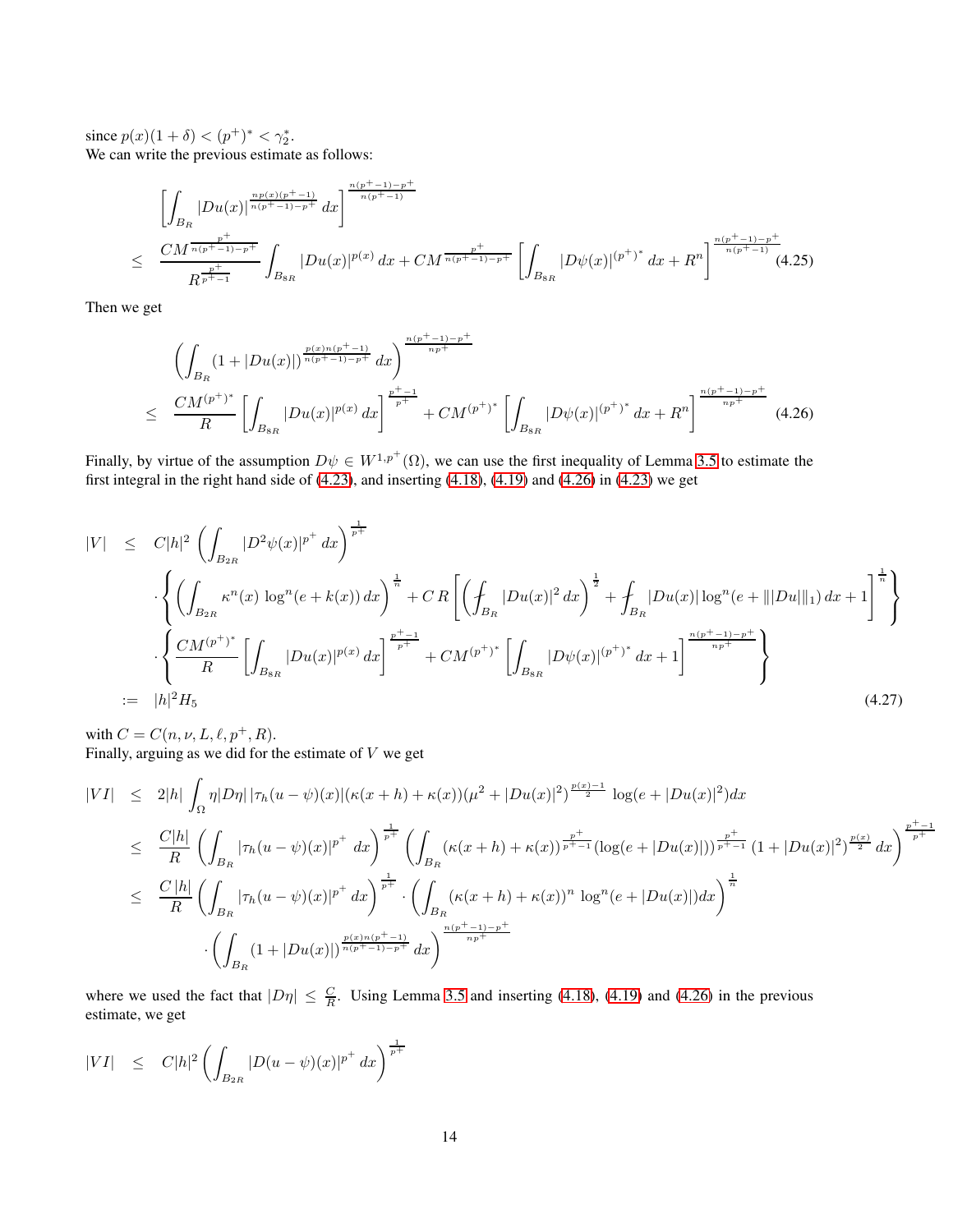since $p(x)(1+\delta) < (p^+)^* < \gamma_2^*$.
We can write the previous estimate as follows:

$$
\begin{aligned}
& \left[\int_{B_R} |Du(x)|^{\frac{np(x)(p^+-1)}{n(p^+-1)-p^+}}\, dx\right]^{\frac{n(p^+-1)-p^+}{n(p^+-1)}} \\
\leq\ & \frac{CM^{\frac{p^+}{n(p^+-1)-p^+}}}{R^{\frac{p^+}{p^+-1}}} \int_{B_{8R}} |Du(x)|^{p(x)}\, dx + CM^{\frac{p^+}{n(p^+-1)-p^+}} \left[\int_{B_{8R}} |D\psi(x)|^{(p^+)^*}\, dx + R^n\right]^{\frac{n(p^+-1)-p^+}{n(p^+-1)}} \qquad (4.25)
\end{aligned}
$$

Then we get

$$
\begin{aligned}
& \left(\int_{B_R} (1+|Du(x)|)^{\frac{p(x)n(p^+-1)}{n(p^+-1)-p^+}}\, dx\right)^{\frac{n(p^+-1)-p^+}{np^+}} \\
\leq\ & \frac{CM^{(p^+)^*}}{R} \left[\int_{B_{8R}} |Du(x)|^{p(x)}\, dx\right]^{\frac{p^+-1}{p^+}} + CM^{(p^+)^*} \left[\int_{B_{8R}} |D\psi(x)|^{(p^+)^*}\, dx + R^n\right]^{\frac{n(p^+-1)-p^+}{np^+}} \qquad (4.26)
\end{aligned}
$$

Finally, by virtue of the assumption $D\psi \in W^{1,p^+}(\Omega)$, we can use the first inequality of Lemma 3.5 to estimate the first integral in the right hand side of (4.23), and inserting (4.18), (4.19) and (4.26) in (4.23) we get

$$
\begin{aligned}
|V| \ \leq\ & C|h|^2 \left(\int_{B_{2R}} |D^2\psi(x)|^{p^+}\, dx\right)^{\frac{1}{p^+}} \\
& \cdot \left\{ \left(\int_{B_{2R}} \kappa^n(x)\, \log^n(e+k(x))\, dx\right)^{\frac{1}{n}} + C\,R\left[\left(\fint_{B_R} |Du(x)|^2\, dx\right)^{\frac{1}{2}} + \fint_{B_R} |Du(x)| \log^n(e+\||Du|\|_1)\, dx + 1\right]^{\frac{1}{n}} \right\} \\
& \cdot \left\{ \frac{CM^{(p^+)^*}}{R} \left[\int_{B_{8R}} |Du(x)|^{p(x)}\, dx\right]^{\frac{p^+-1}{p^+}} + CM^{(p^+)^*} \left[\int_{B_{8R}} |D\psi(x)|^{(p^+)^*}\, dx + 1\right]^{\frac{n(p^+-1)-p^+}{np^+}} \right\} \\
:=\ & |h|^2 H_5 \qquad (4.27)
\end{aligned}
$$

with $C = C(n, \nu, L, \ell, p^+, R)$.
Finally, arguing as we did for the estimate of $V$ we get

$$
\begin{aligned}
|VI| \ \leq\ & 2|h| \int_\Omega \eta |D\eta|\, |\tau_h(u-\psi)(x)| (\kappa(x+h)+\kappa(x))(\mu^2+|Du(x)|^2)^{\frac{p(x)-1}{2}}\, \log(e+|Du(x)|^2) dx \\
\leq\ & \frac{C|h|}{R} \left(\int_{B_R} |\tau_h(u-\psi)(x)|^{p^+}\ dx\right)^{\frac{1}{p^+}} \left(\int_{B_R} (\kappa(x+h)+\kappa(x))^{\frac{p^+}{p^+-1}} (\log(e+|Du(x)|))^{\frac{p^+}{p^+-1}}\, (1+|Du(x)|^2)^{\frac{p(x)}{2}}\, dx\right)^{\frac{p^+-1}{p^+}} \\
\leq\ & \frac{C\,|h|}{R} \left(\int_{B_R} |\tau_h(u-\psi)(x)|^{p^+}\, dx\right)^{\frac{1}{p^+}} \cdot \left(\int_{B_R} (\kappa(x+h)+\kappa(x))^n\, \log^n(e+|Du(x)|) dx\right)^{\frac{1}{n}} \\
& \cdot \left(\int_{B_R} (1+|Du(x)|)^{\frac{p(x)n(p^+-1)}{n(p^+-1)-p^+}}\, dx\right)^{\frac{n(p^+-1)-p^+}{np^+}}
\end{aligned}
$$

where we used the fact that $|D\eta| \leq \frac{C}{R}$. Using Lemma 3.5 and inserting (4.18), (4.19) and (4.26) in the previous estimate, we get

$$
|VI| \ \leq\ C|h|^2 \left(\int_{B_{2R}} |D(u-\psi)(x)|^{p^+}\, dx\right)^{\frac{1}{p^+}}
$$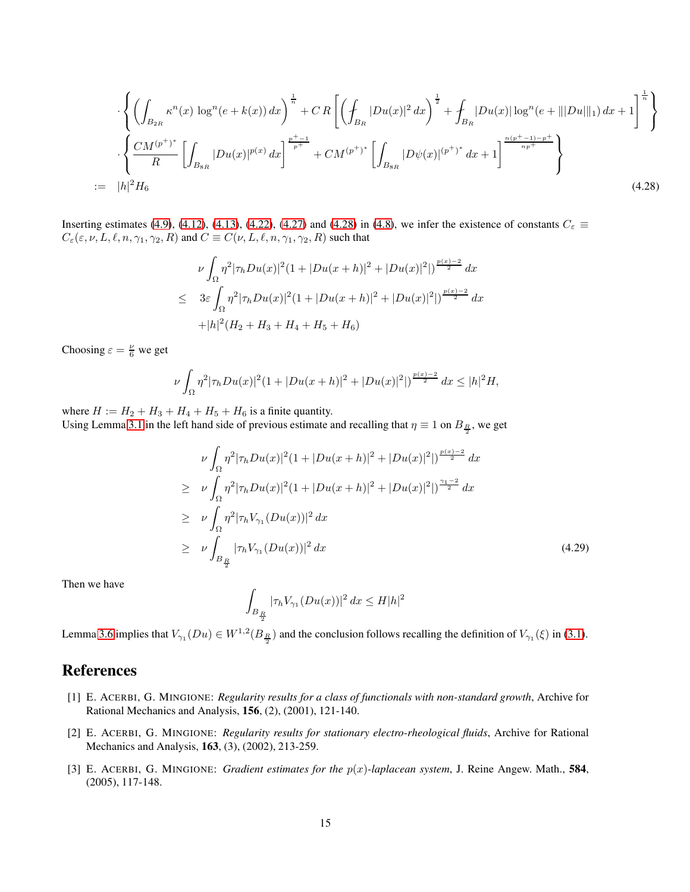$$
\begin{aligned}
&\cdot \left\{ \left( \int_{B_{2R}} \kappa^n(x) \, \log^n(e + k(x)) \, dx \right)^{\frac{1}{n}} + C\, R \left[ \left( \fint_{B_R} |Du(x)|^2 \, dx \right)^{\frac{1}{2}} + \fint_{B_R} |Du(x)| \log^n(e + \||Du|\|_1) \, dx + 1 \right]^{\frac{1}{n}} \right\} \\
&\cdot \left\{ \frac{CM^{(p^+)^*}}{R} \left[ \int_{B_{8R}} |Du(x)|^{p(x)} \, dx \right]^{\frac{p^+-1}{p^+}} + CM^{(p^+)^*} \left[ \int_{B_{8R}} |D\psi(x)|^{(p^+)^*} \, dx + 1 \right]^{\frac{n(p^+-1)-p^+}{np^+}} \right\} \\
:= \;\; & |h|^2 H_6 \qquad\qquad (4.28)
\end{aligned}
$$

Inserting estimates (4.9), (4.12), (4.13), (4.22), (4.27) and (4.28) in (4.8), we infer the existence of constants $C_\varepsilon \equiv C_\varepsilon(\varepsilon, \nu, L, \ell, n, \gamma_1, \gamma_2, R)$ and $C \equiv C(\nu, L, \ell, n, \gamma_1, \gamma_2, R)$ such that

$$
\begin{aligned}
&\nu \int_\Omega \eta^2 |\tau_h Du(x)|^2 (1 + |Du(x+h)|^2 + |Du(x)|^2|)^{\frac{p(x)-2}{2}} \, dx \\
\leq \;\; & 3\varepsilon \int_\Omega \eta^2 |\tau_h Du(x)|^2 (1 + |Du(x+h)|^2 + |Du(x)|^2|)^{\frac{p(x)-2}{2}} \, dx \\
& + |h|^2 (H_2 + H_3 + H_4 + H_5 + H_6)
\end{aligned}
$$

Choosing $\varepsilon = \frac{\nu}{6}$ we get

$$
\nu \int_\Omega \eta^2 |\tau_h Du(x)|^2 (1 + |Du(x+h)|^2 + |Du(x)|^2|)^{\frac{p(x)-2}{2}} \, dx \leq |h|^2 H,
$$

where $H := H_2 + H_3 + H_4 + H_5 + H_6$ is a finite quantity.
Using Lemma 3.1 in the left hand side of previous estimate and recalling that $\eta \equiv 1$ on $B_{\frac{R}{2}}$, we get

$$
\begin{aligned}
&\nu \int_\Omega \eta^2 |\tau_h Du(x)|^2 (1 + |Du(x+h)|^2 + |Du(x)|^2|)^{\frac{p(x)-2}{2}} \, dx \\
\geq \;\; & \nu \int_\Omega \eta^2 |\tau_h Du(x)|^2 (1 + |Du(x+h)|^2 + |Du(x)|^2|)^{\frac{\gamma_1-2}{2}} \, dx \\
\geq \;\; & \nu \int_\Omega \eta^2 |\tau_h V_{\gamma_1}(Du(x))|^2 \, dx \\
\geq \;\; & \nu \int_{B_{\frac{R}{2}}} |\tau_h V_{\gamma_1}(Du(x))|^2 \, dx \qquad\qquad (4.29)
\end{aligned}
$$

Then we have

$$
\int_{B_{\frac{R}{2}}} |\tau_h V_{\gamma_1}(Du(x))|^2 \, dx \leq H|h|^2
$$

Lemma 3.6 implies that $V_{\gamma_1}(Du) \in W^{1,2}(B_{\frac{R}{2}})$ and the conclusion follows recalling the definition of $V_{\gamma_1}(\xi)$ in (3.1).

# References

[1] E. Acerbi, G. Mingione: *Regularity results for a class of functionals with non-standard growth*, Archive for Rational Mechanics and Analysis, **156**, (2), (2001), 121-140.

[2] E. Acerbi, G. Mingione: *Regularity results for stationary electro-rheological fluids*, Archive for Rational Mechanics and Analysis, **163**, (3), (2002), 213-259.

[3] E. Acerbi, G. Mingione: *Gradient estimates for the $p(x)$-laplacean system*, J. Reine Angew. Math., **584**, (2005), 117-148.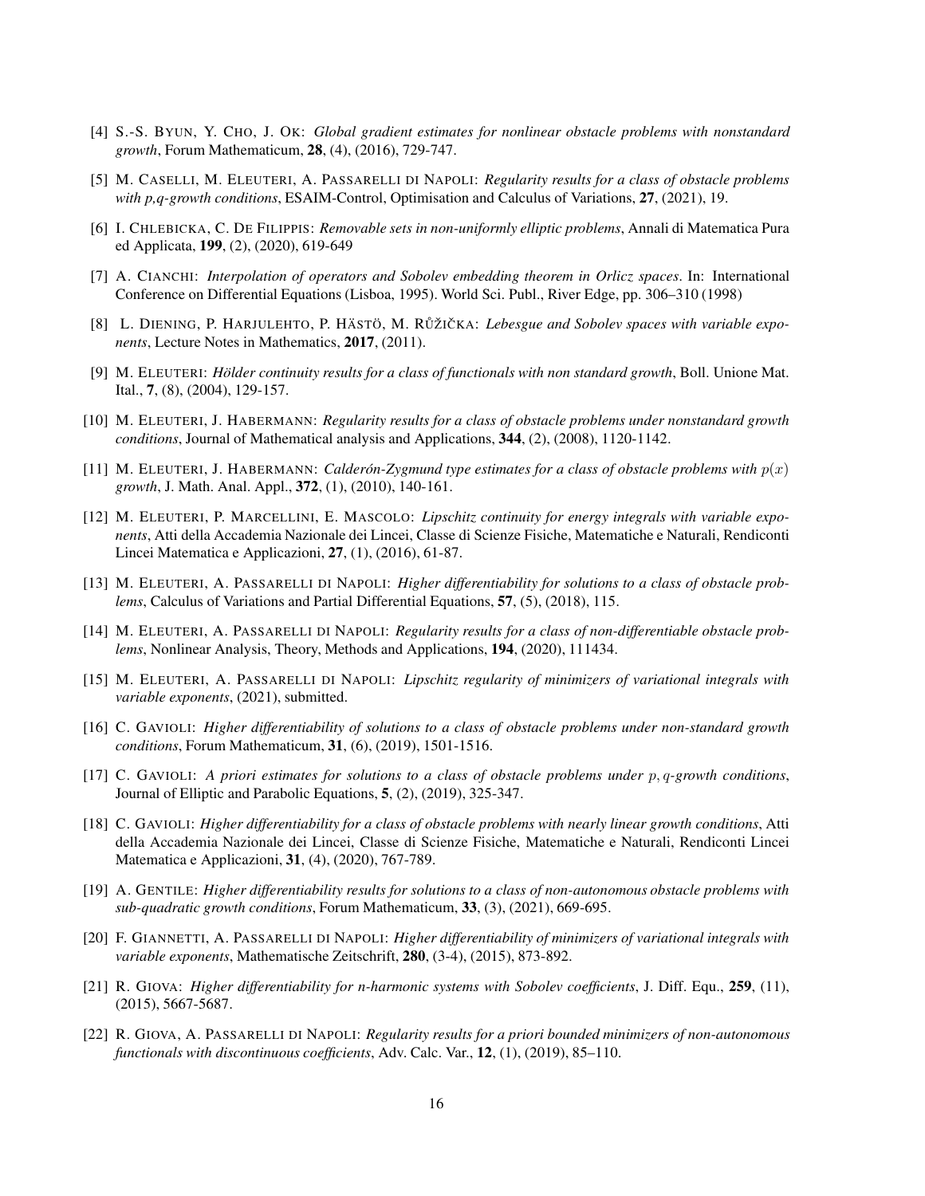[4] S.-S. Byun, Y. Cho, J. Ok: *Global gradient estimates for nonlinear obstacle problems with nonstandard growth*, Forum Mathematicum, **28**, (4), (2016), 729-747.

[5] M. Caselli, M. Eleuteri, A. Passarelli di Napoli: *Regularity results for a class of obstacle problems with p,q-growth conditions*, ESAIM-Control, Optimisation and Calculus of Variations, **27**, (2021), 19.

[6] I. Chlebicka, C. De Filippis: *Removable sets in non-uniformly elliptic problems*, Annali di Matematica Pura ed Applicata, **199**, (2), (2020), 619-649

[7] A. Cianchi: *Interpolation of operators and Sobolev embedding theorem in Orlicz spaces*. In: International Conference on Differential Equations (Lisboa, 1995). World Sci. Publ., River Edge, pp. 306–310 (1998)

[8] L. Diening, P. Harjulehto, P. Hästö, M. Růžička: *Lebesgue and Sobolev spaces with variable exponents*, Lecture Notes in Mathematics, **2017**, (2011).

[9] M. Eleuteri: *Hölder continuity results for a class of functionals with non standard growth*, Boll. Unione Mat. Ital., **7**, (8), (2004), 129-157.

[10] M. Eleuteri, J. Habermann: *Regularity results for a class of obstacle problems under nonstandard growth conditions*, Journal of Mathematical analysis and Applications, **344**, (2), (2008), 1120-1142.

[11] M. Eleuteri, J. Habermann: *Calderón-Zygmund type estimates for a class of obstacle problems with $p(x)$ growth*, J. Math. Anal. Appl., **372**, (1), (2010), 140-161.

[12] M. Eleuteri, P. Marcellini, E. Mascolo: *Lipschitz continuity for energy integrals with variable exponents*, Atti della Accademia Nazionale dei Lincei, Classe di Scienze Fisiche, Matematiche e Naturali, Rendiconti Lincei Matematica e Applicazioni, **27**, (1), (2016), 61-87.

[13] M. Eleuteri, A. Passarelli di Napoli: *Higher differentiability for solutions to a class of obstacle problems*, Calculus of Variations and Partial Differential Equations, **57**, (5), (2018), 115.

[14] M. Eleuteri, A. Passarelli di Napoli: *Regularity results for a class of non-differentiable obstacle problems*, Nonlinear Analysis, Theory, Methods and Applications, **194**, (2020), 111434.

[15] M. Eleuteri, A. Passarelli di Napoli: *Lipschitz regularity of minimizers of variational integrals with variable exponents*, (2021), submitted.

[16] C. Gavioli: *Higher differentiability of solutions to a class of obstacle problems under non-standard growth conditions*, Forum Mathematicum, **31**, (6), (2019), 1501-1516.

[17] C. Gavioli: *A priori estimates for solutions to a class of obstacle problems under $p, q$-growth conditions*, Journal of Elliptic and Parabolic Equations, **5**, (2), (2019), 325-347.

[18] C. Gavioli: *Higher differentiability for a class of obstacle problems with nearly linear growth conditions*, Atti della Accademia Nazionale dei Lincei, Classe di Scienze Fisiche, Matematiche e Naturali, Rendiconti Lincei Matematica e Applicazioni, **31**, (4), (2020), 767-789.

[19] A. Gentile: *Higher differentiability results for solutions to a class of non-autonomous obstacle problems with sub-quadratic growth conditions*, Forum Mathematicum, **33**, (3), (2021), 669-695.

[20] F. Giannetti, A. Passarelli di Napoli: *Higher differentiability of minimizers of variational integrals with variable exponents*, Mathematische Zeitschrift, **280**, (3-4), (2015), 873-892.

[21] R. Giova: *Higher differentiability for n-harmonic systems with Sobolev coefficients*, J. Diff. Equ., **259**, (11), (2015), 5667-5687.

[22] R. Giova, A. Passarelli di Napoli: *Regularity results for a priori bounded minimizers of non-autonomous functionals with discontinuous coefficients*, Adv. Calc. Var., **12**, (1), (2019), 85–110.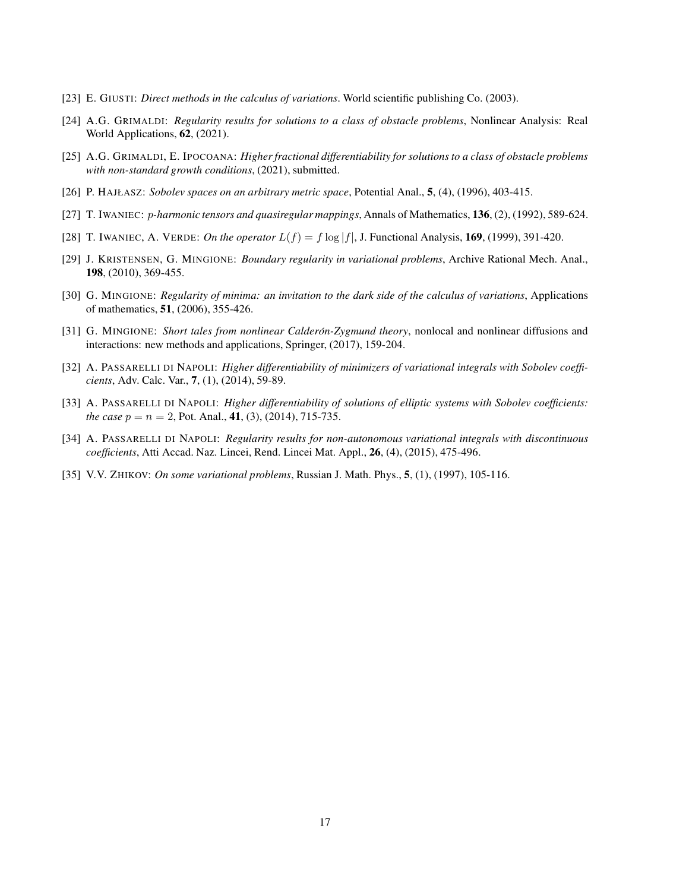[23] E. GIUSTI: *Direct methods in the calculus of variations*. World scientific publishing Co. (2003).

[24] A.G. GRIMALDI: *Regularity results for solutions to a class of obstacle problems*, Nonlinear Analysis: Real World Applications, **62**, (2021).

[25] A.G. GRIMALDI, E. IPOCOANA: *Higher fractional differentiability for solutions to a class of obstacle problems with non-standard growth conditions*, (2021), submitted.

[26] P. HAJŁASZ: *Sobolev spaces on an arbitrary metric space*, Potential Anal., **5**, (4), (1996), 403-415.

[27] T. IWANIEC: *$p$-harmonic tensors and quasiregular mappings*, Annals of Mathematics, **136**, (2), (1992), 589-624.

[28] T. IWANIEC, A. VERDE: *On the operator $L(f) = f \log |f|$*, J. Functional Analysis, **169**, (1999), 391-420.

[29] J. KRISTENSEN, G. MINGIONE: *Boundary regularity in variational problems*, Archive Rational Mech. Anal., **198**, (2010), 369-455.

[30] G. MINGIONE: *Regularity of minima: an invitation to the dark side of the calculus of variations*, Applications of mathematics, **51**, (2006), 355-426.

[31] G. MINGIONE: *Short tales from nonlinear Calderón-Zygmund theory*, nonlocal and nonlinear diffusions and interactions: new methods and applications, Springer, (2017), 159-204.

[32] A. PASSARELLI DI NAPOLI: *Higher differentiability of minimizers of variational integrals with Sobolev coefficients*, Adv. Calc. Var., **7**, (1), (2014), 59-89.

[33] A. PASSARELLI DI NAPOLI: *Higher differentiability of solutions of elliptic systems with Sobolev coefficients: the case $p = n = 2$*, Pot. Anal., **41**, (3), (2014), 715-735.

[34] A. PASSARELLI DI NAPOLI: *Regularity results for non-autonomous variational integrals with discontinuous coefficients*, Atti Accad. Naz. Lincei, Rend. Lincei Mat. Appl., **26**, (4), (2015), 475-496.

[35] V.V. ZHIKOV: *On some variational problems*, Russian J. Math. Phys., **5**, (1), (1997), 105-116.